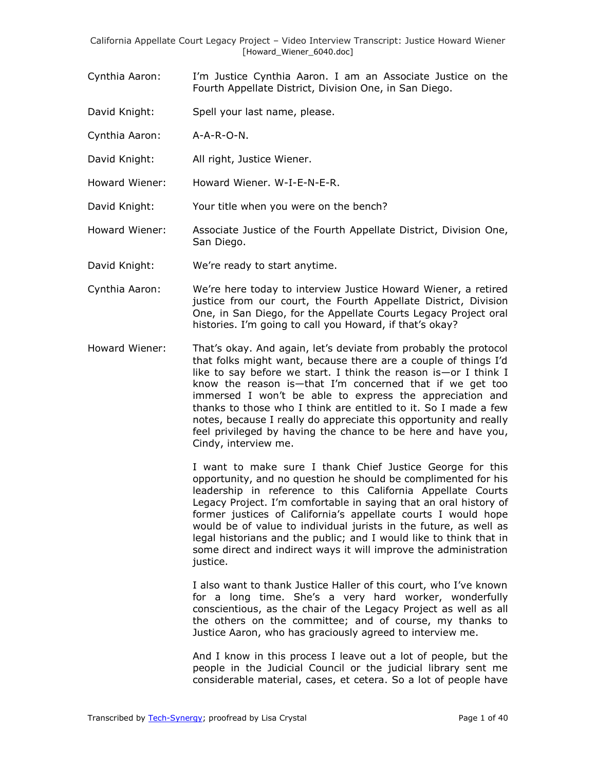Cynthia Aaron: I'm Justice Cynthia Aaron. I am an Associate Justice on the Fourth Appellate District, Division One, in San Diego.

David Knight: Spell your last name, please.

Cynthia Aaron: A-A-R-O-N.

David Knight: All right, Justice Wiener.

Howard Wiener: Howard Wiener. W-I-E-N-E-R.

David Knight: Your title when you were on the bench?

Howard Wiener: Associate Justice of the Fourth Appellate District, Division One, San Diego.

David Knight: We're ready to start anytime.

Cynthia Aaron: We're here today to interview Justice Howard Wiener, a retired justice from our court, the Fourth Appellate District, Division One, in San Diego, for the Appellate Courts Legacy Project oral histories. I'm going to call you Howard, if that's okay?

Howard Wiener: That's okay. And again, let's deviate from probably the protocol that folks might want, because there are a couple of things I'd like to say before we start. I think the reason is—or I think I know the reason is—that I'm concerned that if we get too immersed I won't be able to express the appreciation and thanks to those who I think are entitled to it. So I made a few notes, because I really do appreciate this opportunity and really feel privileged by having the chance to be here and have you, Cindy, interview me.

I want to make sure I thank Chief Justice George for this opportunity, and no question he should be complimented for his leadership in reference to this California Appellate Courts Legacy Project. I'm comfortable in saying that an oral history of former justices of California's appellate courts I would hope would be of value to individual jurists in the future, as well as legal historians and the public; and I would like to think that in some direct and indirect ways it will improve the administration justice.

I also want to thank Justice Haller of this court, who I've known for a long time. She's a very hard worker, wonderfully conscientious, as the chair of the Legacy Project as well as all the others on the committee; and of course, my thanks to Justice Aaron, who has graciously agreed to interview me.

And I know in this process I leave out a lot of people, but the people in the Judicial Council or the judicial library sent me considerable material, cases, et cetera. So a lot of people have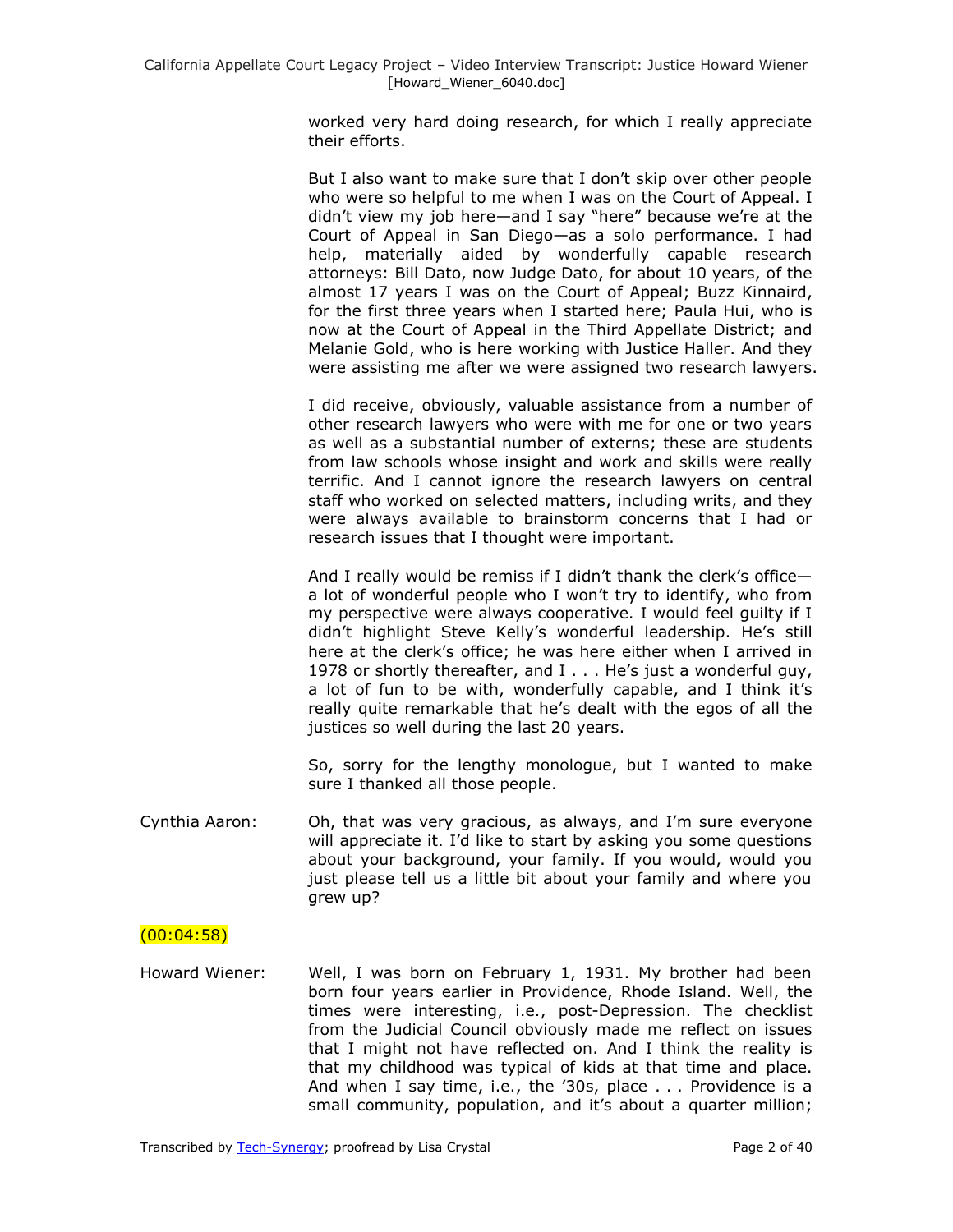worked very hard doing research, for which I really appreciate their efforts.

But I also want to make sure that I don't skip over other people who were so helpful to me when I was on the Court of Appeal. I didn't view my job here—and I say "here" because we're at the Court of Appeal in San Diego—as a solo performance. I had help, materially aided by wonderfully capable research attorneys: Bill Dato, now Judge Dato, for about 10 years, of the almost 17 years I was on the Court of Appeal; Buzz Kinnaird, for the first three years when I started here; Paula Hui, who is now at the Court of Appeal in the Third Appellate District; and Melanie Gold, who is here working with Justice Haller. And they were assisting me after we were assigned two research lawyers.

I did receive, obviously, valuable assistance from a number of other research lawyers who were with me for one or two years as well as a substantial number of externs; these are students from law schools whose insight and work and skills were really terrific. And I cannot ignore the research lawyers on central staff who worked on selected matters, including writs, and they were always available to brainstorm concerns that I had or research issues that I thought were important.

And I really would be remiss if I didn't thank the clerk's office—a lot of wonderful people who I won't try to identify, who from my perspective were always cooperative. I would feel guilty if I didn't highlight Steve Kelly's wonderful leadership. He's still here at the clerk's office; he was here either when I arrived in 1978 or shortly thereafter, and I . . . He's just a wonderful guy, a lot of fun to be with, wonderfully capable, and I think it's really quite remarkable that he's dealt with the egos of all the justices so well during the last 20 years.

So, sorry for the lengthy monologue, but I wanted to make sure I thanked all those people.

Cynthia Aaron: Oh, that was very gracious, as always, and I'm sure everyone will appreciate it. I'd like to start by asking you some questions about your background, your family. If you would, would you just please tell us a little bit about your family and where you grew up?

(00:04:58)

Howard Wiener: Well, I was born on February 1, 1931. My brother had been born four years earlier in Providence, Rhode Island. Well, the times were interesting, i.e., post-Depression. The checklist from the Judicial Council obviously made me reflect on issues that I might not have reflected on. And I think the reality is that my childhood was typical of kids at that time and place. And when I say time, i.e., the '30s, place . . . Providence is a small community, population, and it's about a quarter million;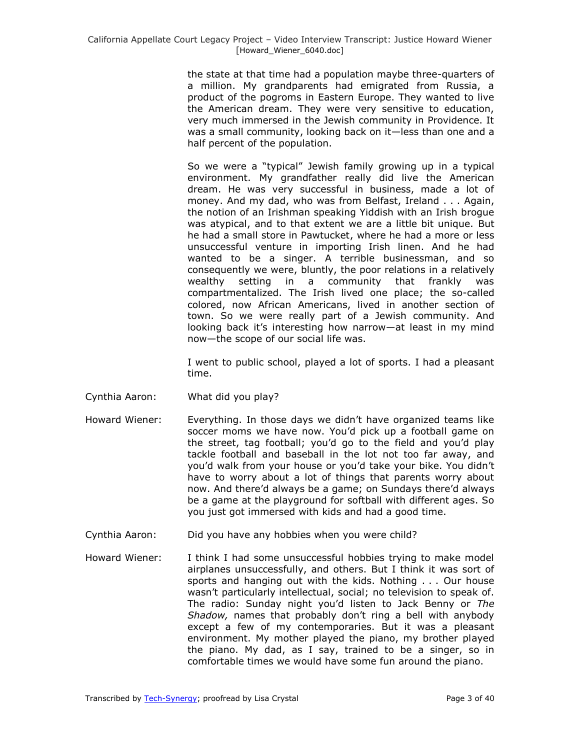the state at that time had a population maybe three-quarters of a million. My grandparents had emigrated from Russia, a product of the pogroms in Eastern Europe. They wanted to live the American dream. They were very sensitive to education, very much immersed in the Jewish community in Providence. It was a small community, looking back on it—less than one and a half percent of the population.

So we were a "typical" Jewish family growing up in a typical environment. My grandfather really did live the American dream. He was very successful in business, made a lot of money. And my dad, who was from Belfast, Ireland . . . Again, the notion of an Irishman speaking Yiddish with an Irish brogue was atypical, and to that extent we are a little bit unique. But he had a small store in Pawtucket, where he had a more or less unsuccessful venture in importing Irish linen. And he had wanted to be a singer. A terrible businessman, and so consequently we were, bluntly, the poor relations in a relatively wealthy setting in a community that frankly was compartmentalized. The Irish lived one place; the so-called colored, now African Americans, lived in another section of town. So we were really part of a Jewish community. And looking back it's interesting how narrow—at least in my mind now—the scope of our social life was.

I went to public school, played a lot of sports. I had a pleasant time.

Cynthia Aaron: What did you play?

Howard Wiener: Everything. In those days we didn't have organized teams like soccer moms we have now. You'd pick up a football game on the street, tag football; you'd go to the field and you'd play tackle football and baseball in the lot not too far away, and you'd walk from your house or you'd take your bike. You didn't have to worry about a lot of things that parents worry about now. And there'd always be a game; on Sundays there'd always be a game at the playground for softball with different ages. So you just got immersed with kids and had a good time.

Cynthia Aaron: Did you have any hobbies when you were child?

Howard Wiener: I think I had some unsuccessful hobbies trying to make model airplanes unsuccessfully, and others. But I think it was sort of sports and hanging out with the kids. Nothing . . . Our house wasn't particularly intellectual, social; no television to speak of. The radio: Sunday night you'd listen to Jack Benny or *The Shadow,* names that probably don't ring a bell with anybody except a few of my contemporaries. But it was a pleasant environment. My mother played the piano, my brother played the piano. My dad, as I say, trained to be a singer, so in comfortable times we would have some fun around the piano.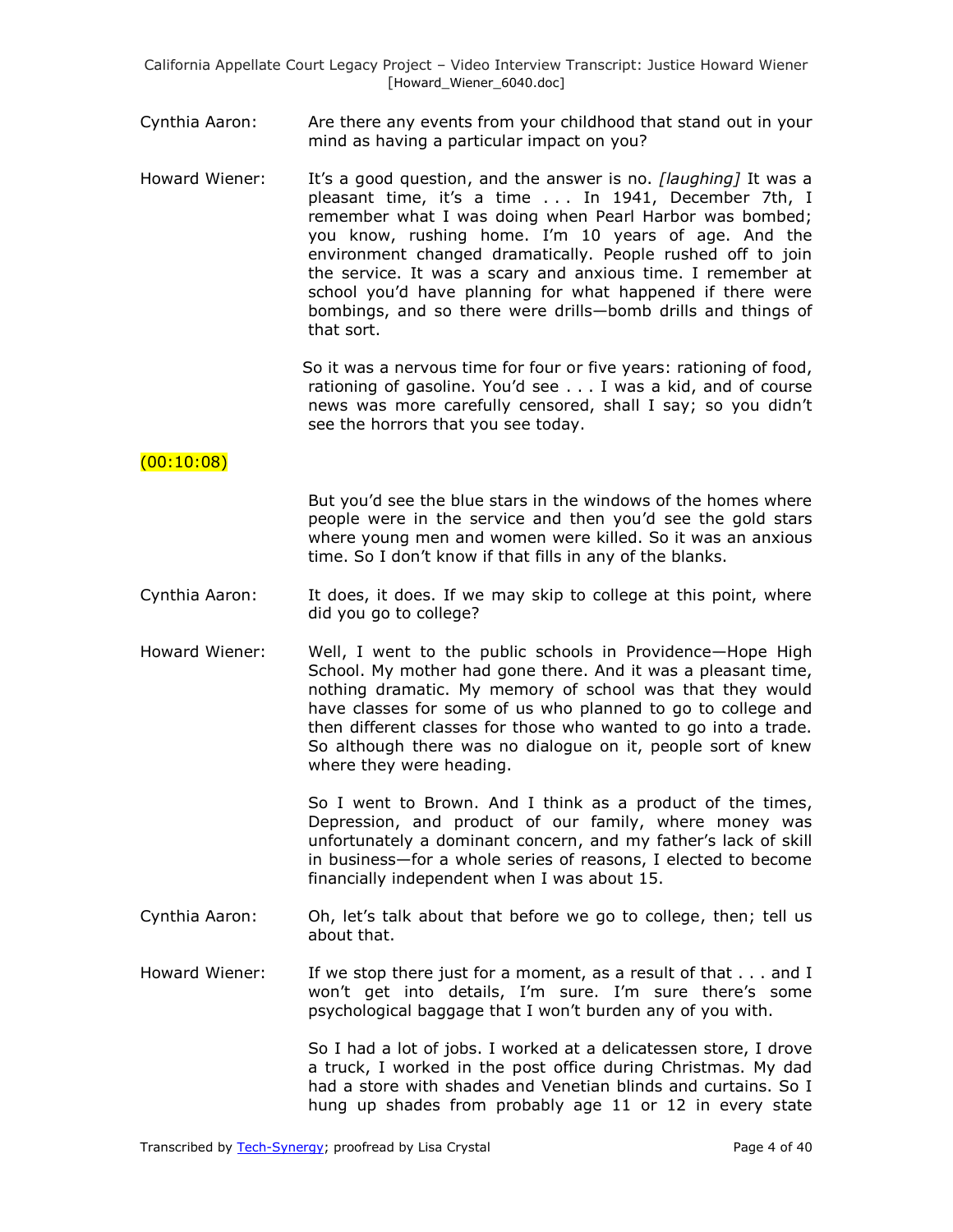Cynthia Aaron: Are there any events from your childhood that stand out in your mind as having a particular impact on you?

Howard Wiener: It's a good question, and the answer is no. *[laughing]* It was a pleasant time, it's a time . . . In 1941, December 7th, I remember what I was doing when Pearl Harbor was bombed; you know, rushing home. I'm 10 years of age. And the environment changed dramatically. People rushed off to join the service. It was a scary and anxious time. I remember at school you'd have planning for what happened if there were bombings, and so there were drills—bomb drills and things of that sort.

So it was a nervous time for four or five years: rationing of food, rationing of gasoline. You'd see . . . I was a kid, and of course news was more carefully censored, shall I say; so you didn't see the horrors that you see today.

(00:10:08)

But you'd see the blue stars in the windows of the homes where people were in the service and then you'd see the gold stars where young men and women were killed. So it was an anxious time. So I don't know if that fills in any of the blanks.

Cynthia Aaron: It does, it does. If we may skip to college at this point, where did you go to college?

Howard Wiener: Well, I went to the public schools in Providence—Hope High School. My mother had gone there. And it was a pleasant time, nothing dramatic. My memory of school was that they would have classes for some of us who planned to go to college and then different classes for those who wanted to go into a trade. So although there was no dialogue on it, people sort of knew where they were heading.

So I went to Brown. And I think as a product of the times, Depression, and product of our family, where money was unfortunately a dominant concern, and my father's lack of skill in business—for a whole series of reasons, I elected to become financially independent when I was about 15.

Cynthia Aaron: Oh, let's talk about that before we go to college, then; tell us about that.

Howard Wiener: If we stop there just for a moment, as a result of that . . . and I won't get into details, I'm sure. I'm sure there's some psychological baggage that I won't burden any of you with.

So I had a lot of jobs. I worked at a delicatessen store, I drove a truck, I worked in the post office during Christmas. My dad had a store with shades and Venetian blinds and curtains. So I hung up shades from probably age 11 or 12 in every state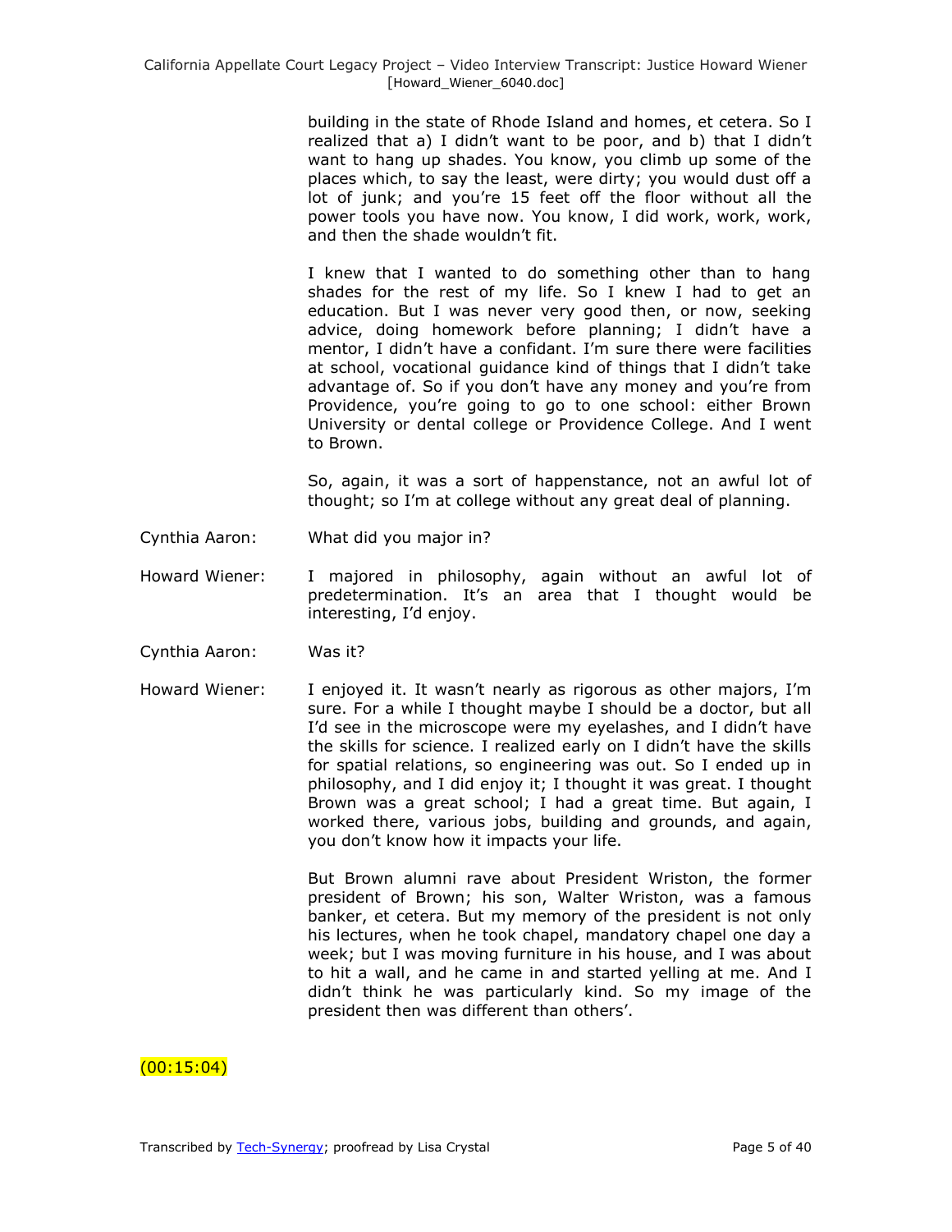building in the state of Rhode Island and homes, et cetera. So I realized that a) I didn't want to be poor, and b) that I didn't want to hang up shades. You know, you climb up some of the places which, to say the least, were dirty; you would dust off a lot of junk; and you're 15 feet off the floor without all the power tools you have now. You know, I did work, work, work, and then the shade wouldn't fit.

I knew that I wanted to do something other than to hang shades for the rest of my life. So I knew I had to get an education. But I was never very good then, or now, seeking advice, doing homework before planning; I didn't have a mentor, I didn't have a confidant. I'm sure there were facilities at school, vocational guidance kind of things that I didn't take advantage of. So if you don't have any money and you're from Providence, you're going to go to one school: either Brown University or dental college or Providence College. And I went to Brown.

So, again, it was a sort of happenstance, not an awful lot of thought; so I'm at college without any great deal of planning.

Cynthia Aaron: What did you major in?

Howard Wiener: I majored in philosophy, again without an awful lot of predetermination. It's an area that I thought would be interesting, I'd enjoy.

Cynthia Aaron: Was it?

Howard Wiener: I enjoyed it. It wasn't nearly as rigorous as other majors, I'm sure. For a while I thought maybe I should be a doctor, but all I'd see in the microscope were my eyelashes, and I didn't have the skills for science. I realized early on I didn't have the skills for spatial relations, so engineering was out. So I ended up in philosophy, and I did enjoy it; I thought it was great. I thought Brown was a great school; I had a great time. But again, I worked there, various jobs, building and grounds, and again, you don't know how it impacts your life.

But Brown alumni rave about President Wriston, the former president of Brown; his son, Walter Wriston, was a famous banker, et cetera. But my memory of the president is not only his lectures, when he took chapel, mandatory chapel one day a week; but I was moving furniture in his house, and I was about to hit a wall, and he came in and started yelling at me. And I didn't think he was particularly kind. So my image of the president then was different than others'.

(00:15:04)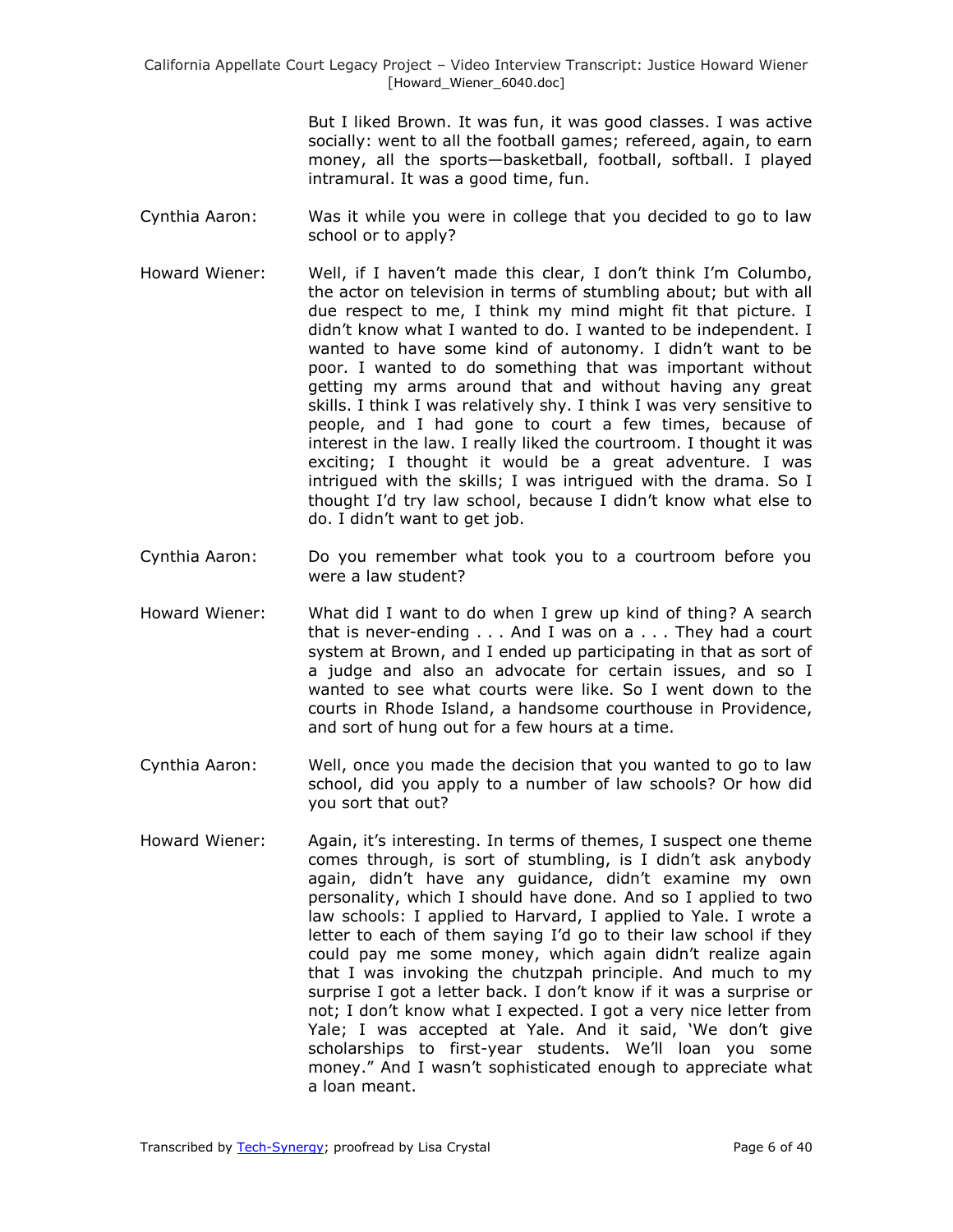But I liked Brown. It was fun, it was good classes. I was active socially: went to all the football games; refereed, again, to earn money, all the sports—basketball, football, softball. I played intramural. It was a good time, fun.

Cynthia Aaron: Was it while you were in college that you decided to go to law school or to apply?

Howard Wiener: Well, if I haven't made this clear, I don't think I'm Columbo, the actor on television in terms of stumbling about; but with all due respect to me, I think my mind might fit that picture. I didn't know what I wanted to do. I wanted to be independent. I wanted to have some kind of autonomy. I didn't want to be poor. I wanted to do something that was important without getting my arms around that and without having any great skills. I think I was relatively shy. I think I was very sensitive to people, and I had gone to court a few times, because of interest in the law. I really liked the courtroom. I thought it was exciting; I thought it would be a great adventure. I was intrigued with the skills; I was intrigued with the drama. So I thought I'd try law school, because I didn't know what else to do. I didn't want to get job.

Cynthia Aaron: Do you remember what took you to a courtroom before you were a law student?

Howard Wiener: What did I want to do when I grew up kind of thing? A search that is never-ending . . . And I was on a . . . They had a court system at Brown, and I ended up participating in that as sort of a judge and also an advocate for certain issues, and so I wanted to see what courts were like. So I went down to the courts in Rhode Island, a handsome courthouse in Providence, and sort of hung out for a few hours at a time.

Cynthia Aaron: Well, once you made the decision that you wanted to go to law school, did you apply to a number of law schools? Or how did you sort that out?

Howard Wiener: Again, it's interesting. In terms of themes, I suspect one theme comes through, is sort of stumbling, is I didn't ask anybody again, didn't have any guidance, didn't examine my own personality, which I should have done. And so I applied to two law schools: I applied to Harvard, I applied to Yale. I wrote a letter to each of them saying I'd go to their law school if they could pay me some money, which again didn't realize again that I was invoking the chutzpah principle. And much to my surprise I got a letter back. I don't know if it was a surprise or not; I don't know what I expected. I got a very nice letter from Yale; I was accepted at Yale. And it said, 'We don't give scholarships to first-year students. We'll loan you some money." And I wasn't sophisticated enough to appreciate what a loan meant.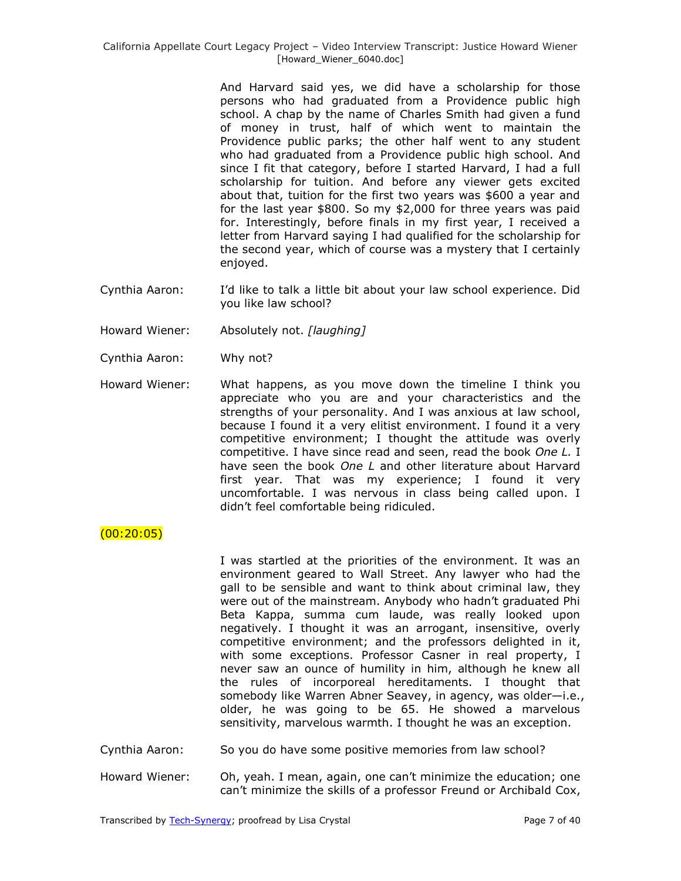And Harvard said yes, we did have a scholarship for those persons who had graduated from a Providence public high school. A chap by the name of Charles Smith had given a fund of money in trust, half of which went to maintain the Providence public parks; the other half went to any student who had graduated from a Providence public high school. And since I fit that category, before I started Harvard, I had a full scholarship for tuition. And before any viewer gets excited about that, tuition for the first two years was $600 a year and for the last year $800. So my $2,000 for three years was paid for. Interestingly, before finals in my first year, I received a letter from Harvard saying I had qualified for the scholarship for the second year, which of course was a mystery that I certainly enjoyed.

Cynthia Aaron: I'd like to talk a little bit about your law school experience. Did you like law school?

Howard Wiener: Absolutely not. *[laughing]*

Cynthia Aaron: Why not?

Howard Wiener: What happens, as you move down the timeline I think you appreciate who you are and your characteristics and the strengths of your personality. And I was anxious at law school, because I found it a very elitist environment. I found it a very competitive environment; I thought the attitude was overly competitive. I have since read and seen, read the book *One L.* I have seen the book *One L* and other literature about Harvard first year. That was my experience; I found it very uncomfortable. I was nervous in class being called upon. I didn't feel comfortable being ridiculed.

(00:20:05)

I was startled at the priorities of the environment. It was an environment geared to Wall Street. Any lawyer who had the gall to be sensible and want to think about criminal law, they were out of the mainstream. Anybody who hadn't graduated Phi Beta Kappa, summa cum laude, was really looked upon negatively. I thought it was an arrogant, insensitive, overly competitive environment; and the professors delighted in it, with some exceptions. Professor Casner in real property, I never saw an ounce of humility in him, although he knew all the rules of incorporeal hereditaments. I thought that somebody like Warren Abner Seavey, in agency, was older—i.e., older, he was going to be 65. He showed a marvelous sensitivity, marvelous warmth. I thought he was an exception.

Cynthia Aaron: So you do have some positive memories from law school?

Howard Wiener: Oh, yeah. I mean, again, one can't minimize the education; one can't minimize the skills of a professor Freund or Archibald Cox,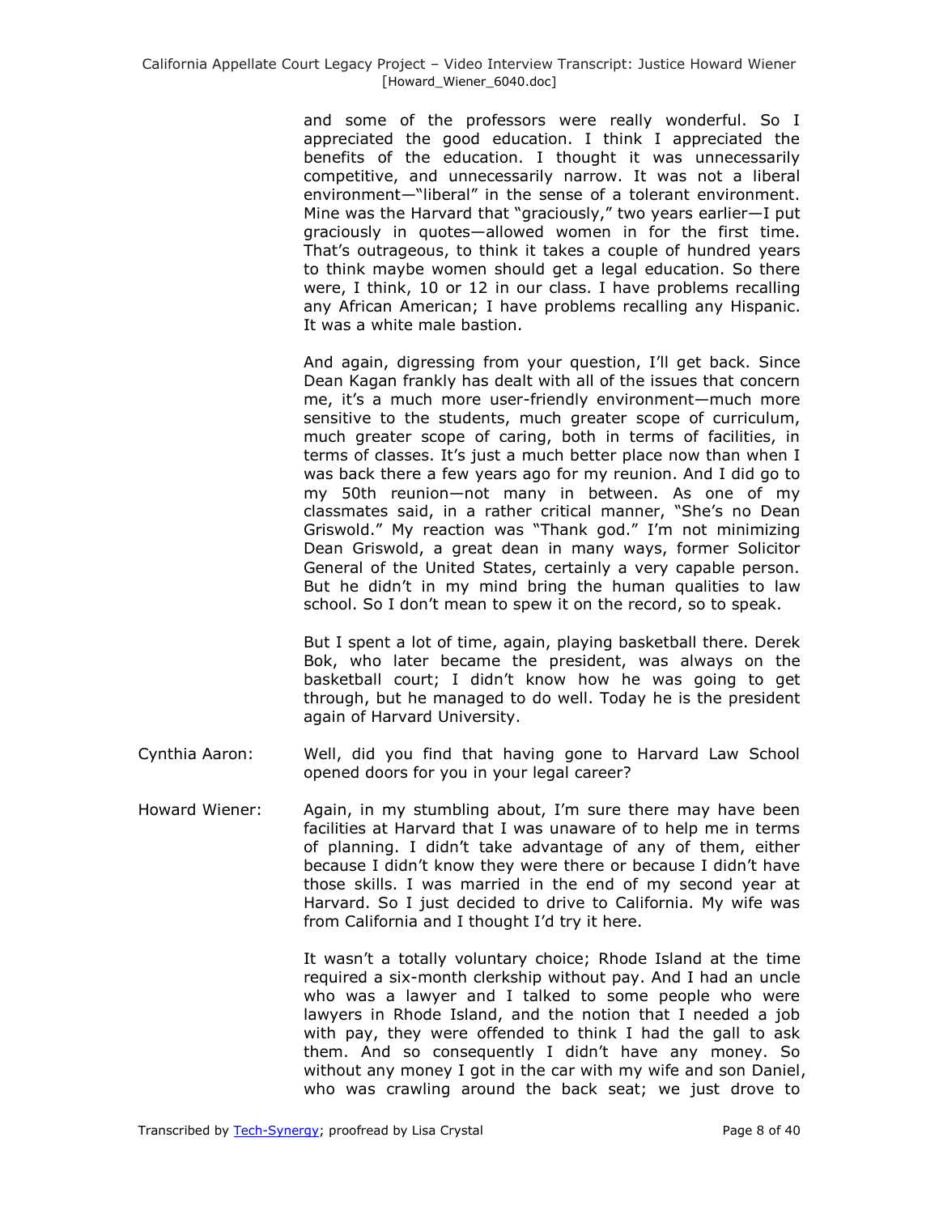and some of the professors were really wonderful. So I appreciated the good education. I think I appreciated the benefits of the education. I thought it was unnecessarily competitive, and unnecessarily narrow. It was not a liberal environment—"liberal" in the sense of a tolerant environment. Mine was the Harvard that "graciously," two years earlier—I put graciously in quotes—allowed women in for the first time. That's outrageous, to think it takes a couple of hundred years to think maybe women should get a legal education. So there were, I think, 10 or 12 in our class. I have problems recalling any African American; I have problems recalling any Hispanic. It was a white male bastion.

And again, digressing from your question, I'll get back. Since Dean Kagan frankly has dealt with all of the issues that concern me, it's a much more user-friendly environment—much more sensitive to the students, much greater scope of curriculum, much greater scope of caring, both in terms of facilities, in terms of classes. It's just a much better place now than when I was back there a few years ago for my reunion. And I did go to my 50th reunion—not many in between. As one of my classmates said, in a rather critical manner, "She's no Dean Griswold." My reaction was "Thank god." I'm not minimizing Dean Griswold, a great dean in many ways, former Solicitor General of the United States, certainly a very capable person. But he didn't in my mind bring the human qualities to law school. So I don't mean to spew it on the record, so to speak.

But I spent a lot of time, again, playing basketball there. Derek Bok, who later became the president, was always on the basketball court; I didn't know how he was going to get through, but he managed to do well. Today he is the president again of Harvard University.

**Cynthia Aaron:** Well, did you find that having gone to Harvard Law School opened doors for you in your legal career?

**Howard Wiener:** Again, in my stumbling about, I'm sure there may have been facilities at Harvard that I was unaware of to help me in terms of planning. I didn't take advantage of any of them, either because I didn't know they were there or because I didn't have those skills. I was married in the end of my second year at Harvard. So I just decided to drive to California. My wife was from California and I thought I'd try it here.

It wasn't a totally voluntary choice; Rhode Island at the time required a six-month clerkship without pay. And I had an uncle who was a lawyer and I talked to some people who were lawyers in Rhode Island, and the notion that I needed a job with pay, they were offended to think I had the gall to ask them. And so consequently I didn't have any money. So without any money I got in the car with my wife and son Daniel, who was crawling around the back seat; we just drove to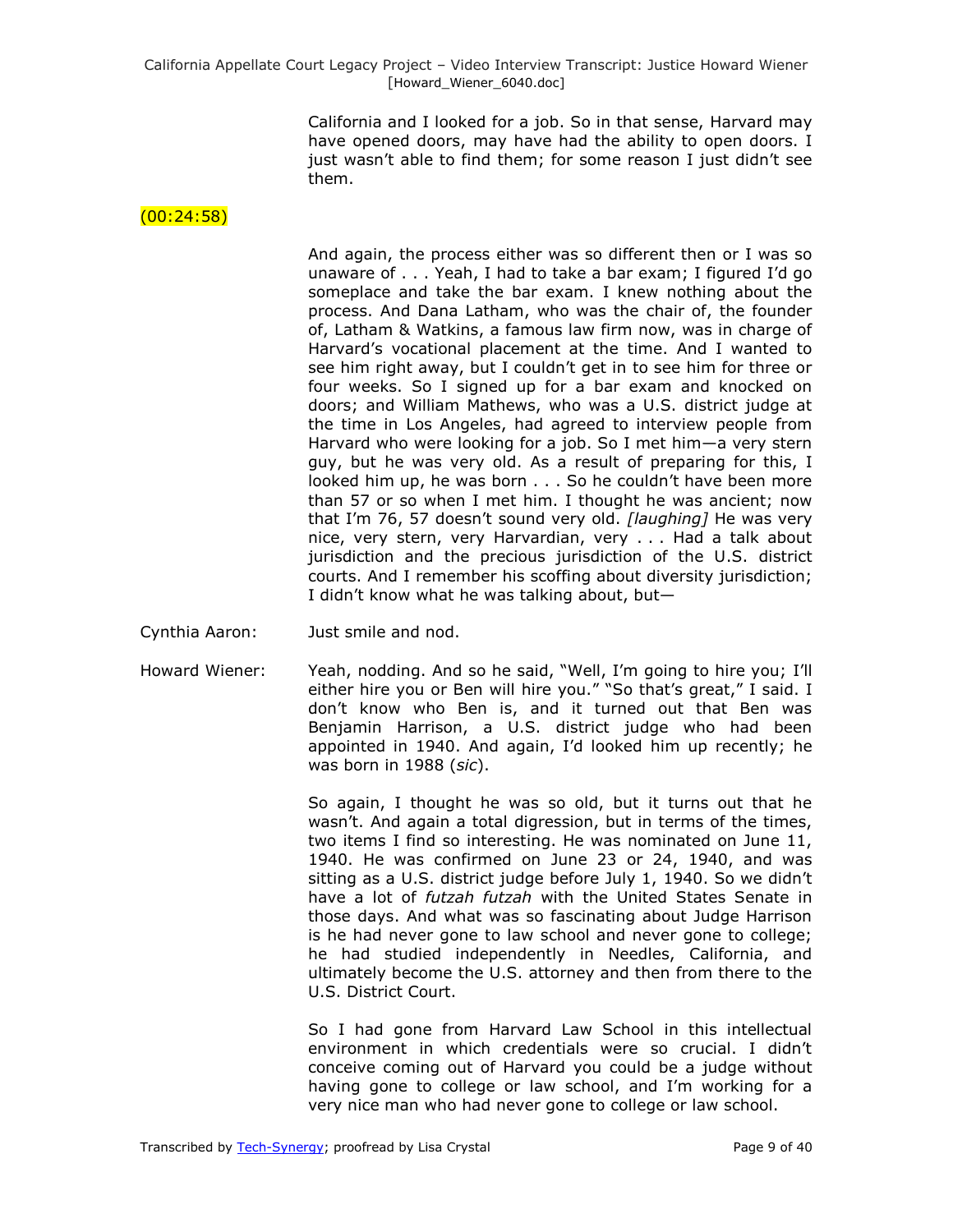California and I looked for a job. So in that sense, Harvard may have opened doors, may have had the ability to open doors. I just wasn't able to find them; for some reason I just didn't see them.

(00:24:58)

And again, the process either was so different then or I was so unaware of . . . Yeah, I had to take a bar exam; I figured I'd go someplace and take the bar exam. I knew nothing about the process. And Dana Latham, who was the chair of, the founder of, Latham & Watkins, a famous law firm now, was in charge of Harvard's vocational placement at the time. And I wanted to see him right away, but I couldn't get in to see him for three or four weeks. So I signed up for a bar exam and knocked on doors; and William Mathews, who was a U.S. district judge at the time in Los Angeles, had agreed to interview people from Harvard who were looking for a job. So I met him—a very stern guy, but he was very old. As a result of preparing for this, I looked him up, he was born . . . So he couldn't have been more than 57 or so when I met him. I thought he was ancient; now that I'm 76, 57 doesn't sound very old. *[laughing]* He was very nice, very stern, very Harvardian, very . . . Had a talk about jurisdiction and the precious jurisdiction of the U.S. district courts. And I remember his scoffing about diversity jurisdiction; I didn't know what he was talking about, but—

Cynthia Aaron: Just smile and nod.

Howard Wiener: Yeah, nodding. And so he said, "Well, I'm going to hire you; I'll either hire you or Ben will hire you." "So that's great," I said. I don't know who Ben is, and it turned out that Ben was Benjamin Harrison, a U.S. district judge who had been appointed in 1940. And again, I'd looked him up recently; he was born in 1988 (*sic*).

So again, I thought he was so old, but it turns out that he wasn't. And again a total digression, but in terms of the times, two items I find so interesting. He was nominated on June 11, 1940. He was confirmed on June 23 or 24, 1940, and was sitting as a U.S. district judge before July 1, 1940. So we didn't have a lot of *futzah futzah* with the United States Senate in those days. And what was so fascinating about Judge Harrison is he had never gone to law school and never gone to college; he had studied independently in Needles, California, and ultimately become the U.S. attorney and then from there to the U.S. District Court.

So I had gone from Harvard Law School in this intellectual environment in which credentials were so crucial. I didn't conceive coming out of Harvard you could be a judge without having gone to college or law school, and I'm working for a very nice man who had never gone to college or law school.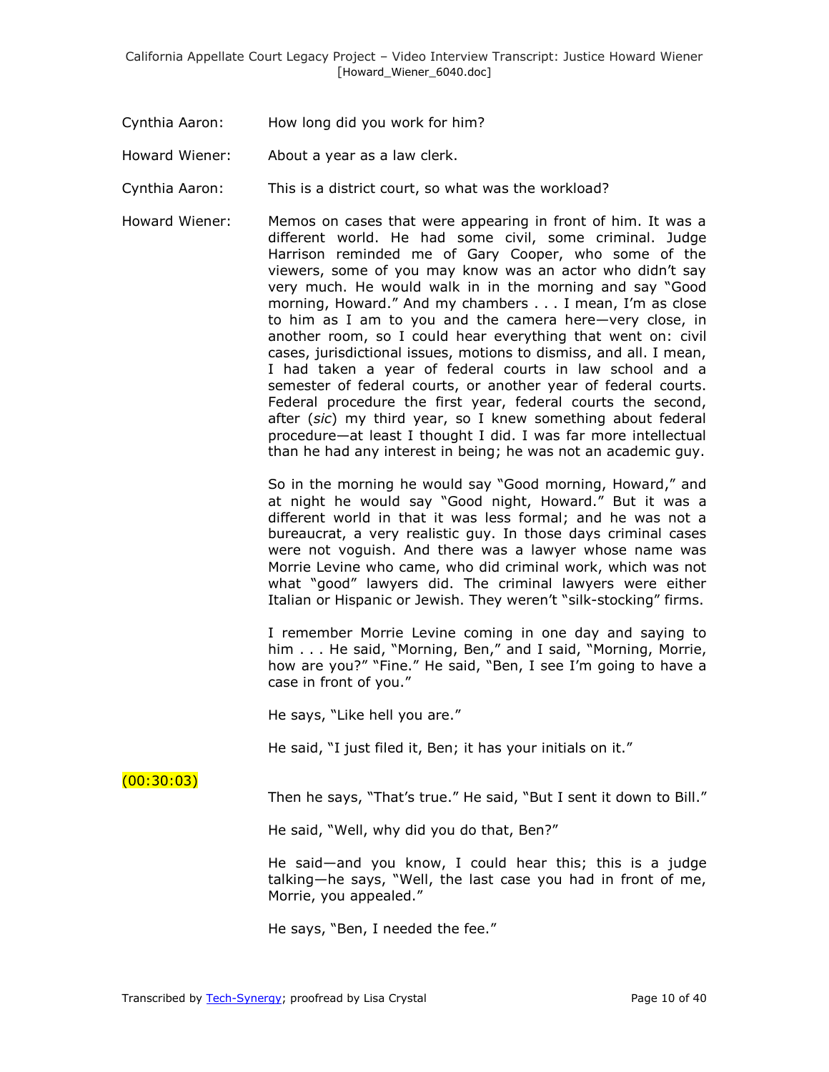Cynthia Aaron: How long did you work for him?

Howard Wiener: About a year as a law clerk.

Cynthia Aaron: This is a district court, so what was the workload?

Howard Wiener: Memos on cases that were appearing in front of him. It was a different world. He had some civil, some criminal. Judge Harrison reminded me of Gary Cooper, who some of the viewers, some of you may know was an actor who didn't say very much. He would walk in in the morning and say "Good morning, Howard." And my chambers . . . I mean, I'm as close to him as I am to you and the camera here—very close, in another room, so I could hear everything that went on: civil cases, jurisdictional issues, motions to dismiss, and all. I mean, I had taken a year of federal courts in law school and a semester of federal courts, or another year of federal courts. Federal procedure the first year, federal courts the second, after (*sic*) my third year, so I knew something about federal procedure—at least I thought I did. I was far more intellectual than he had any interest in being; he was not an academic guy.

So in the morning he would say "Good morning, Howard," and at night he would say "Good night, Howard." But it was a different world in that it was less formal; and he was not a bureaucrat, a very realistic guy. In those days criminal cases were not voguish. And there was a lawyer whose name was Morrie Levine who came, who did criminal work, which was not what "good" lawyers did. The criminal lawyers were either Italian or Hispanic or Jewish. They weren't "silk-stocking" firms.

I remember Morrie Levine coming in one day and saying to him . . . He said, "Morning, Ben," and I said, "Morning, Morrie, how are you?" "Fine." He said, "Ben, I see I'm going to have a case in front of you."

He says, "Like hell you are."

He said, "I just filed it, Ben; it has your initials on it."

(00:30:03)

Then he says, "That's true." He said, "But I sent it down to Bill."

He said, "Well, why did you do that, Ben?"

He said—and you know, I could hear this; this is a judge talking—he says, "Well, the last case you had in front of me, Morrie, you appealed."

He says, "Ben, I needed the fee."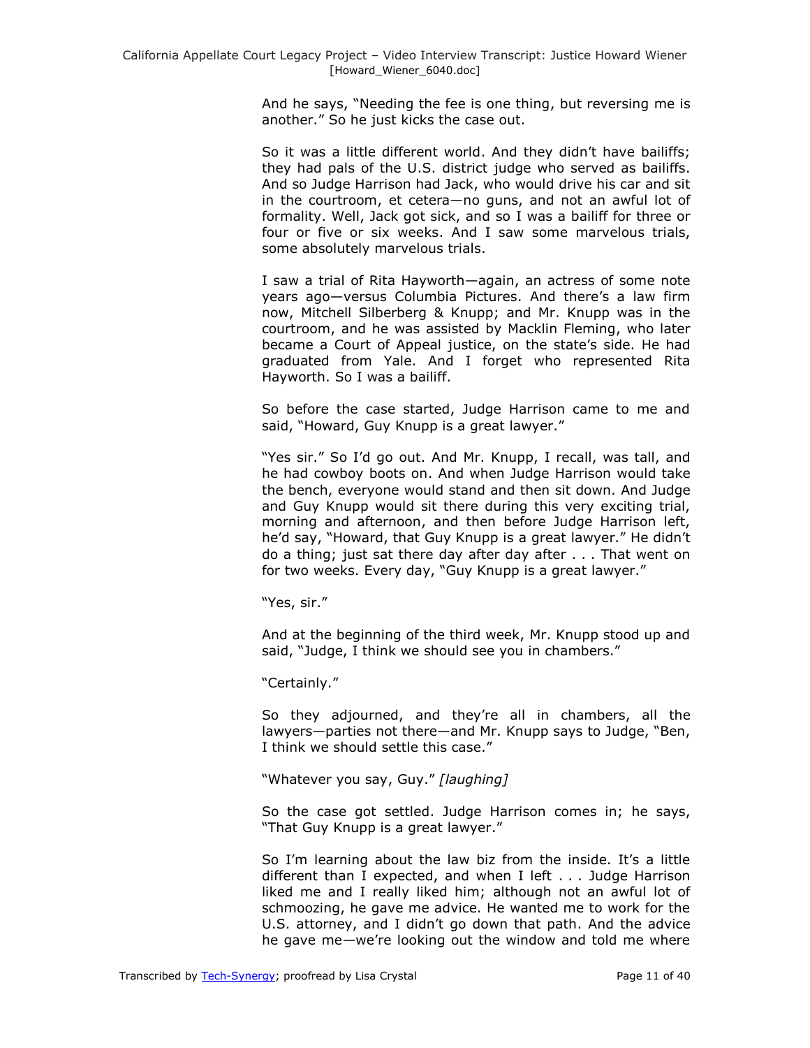And he says, "Needing the fee is one thing, but reversing me is another." So he just kicks the case out.

So it was a little different world. And they didn't have bailiffs; they had pals of the U.S. district judge who served as bailiffs. And so Judge Harrison had Jack, who would drive his car and sit in the courtroom, et cetera—no guns, and not an awful lot of formality. Well, Jack got sick, and so I was a bailiff for three or four or five or six weeks. And I saw some marvelous trials, some absolutely marvelous trials.

I saw a trial of Rita Hayworth—again, an actress of some note years ago—versus Columbia Pictures. And there's a law firm now, Mitchell Silberberg & Knupp; and Mr. Knupp was in the courtroom, and he was assisted by Macklin Fleming, who later became a Court of Appeal justice, on the state's side. He had graduated from Yale. And I forget who represented Rita Hayworth. So I was a bailiff.

So before the case started, Judge Harrison came to me and said, "Howard, Guy Knupp is a great lawyer."

"Yes sir." So I'd go out. And Mr. Knupp, I recall, was tall, and he had cowboy boots on. And when Judge Harrison would take the bench, everyone would stand and then sit down. And Judge and Guy Knupp would sit there during this very exciting trial, morning and afternoon, and then before Judge Harrison left, he'd say, "Howard, that Guy Knupp is a great lawyer." He didn't do a thing; just sat there day after day after . . . That went on for two weeks. Every day, "Guy Knupp is a great lawyer."

"Yes, sir."

And at the beginning of the third week, Mr. Knupp stood up and said, "Judge, I think we should see you in chambers."

"Certainly."

So they adjourned, and they're all in chambers, all the lawyers—parties not there—and Mr. Knupp says to Judge, "Ben, I think we should settle this case."

"Whatever you say, Guy." *[laughing]*

So the case got settled. Judge Harrison comes in; he says, "That Guy Knupp is a great lawyer."

So I'm learning about the law biz from the inside. It's a little different than I expected, and when I left . . . Judge Harrison liked me and I really liked him; although not an awful lot of schmoozing, he gave me advice. He wanted me to work for the U.S. attorney, and I didn't go down that path. And the advice he gave me—we're looking out the window and told me where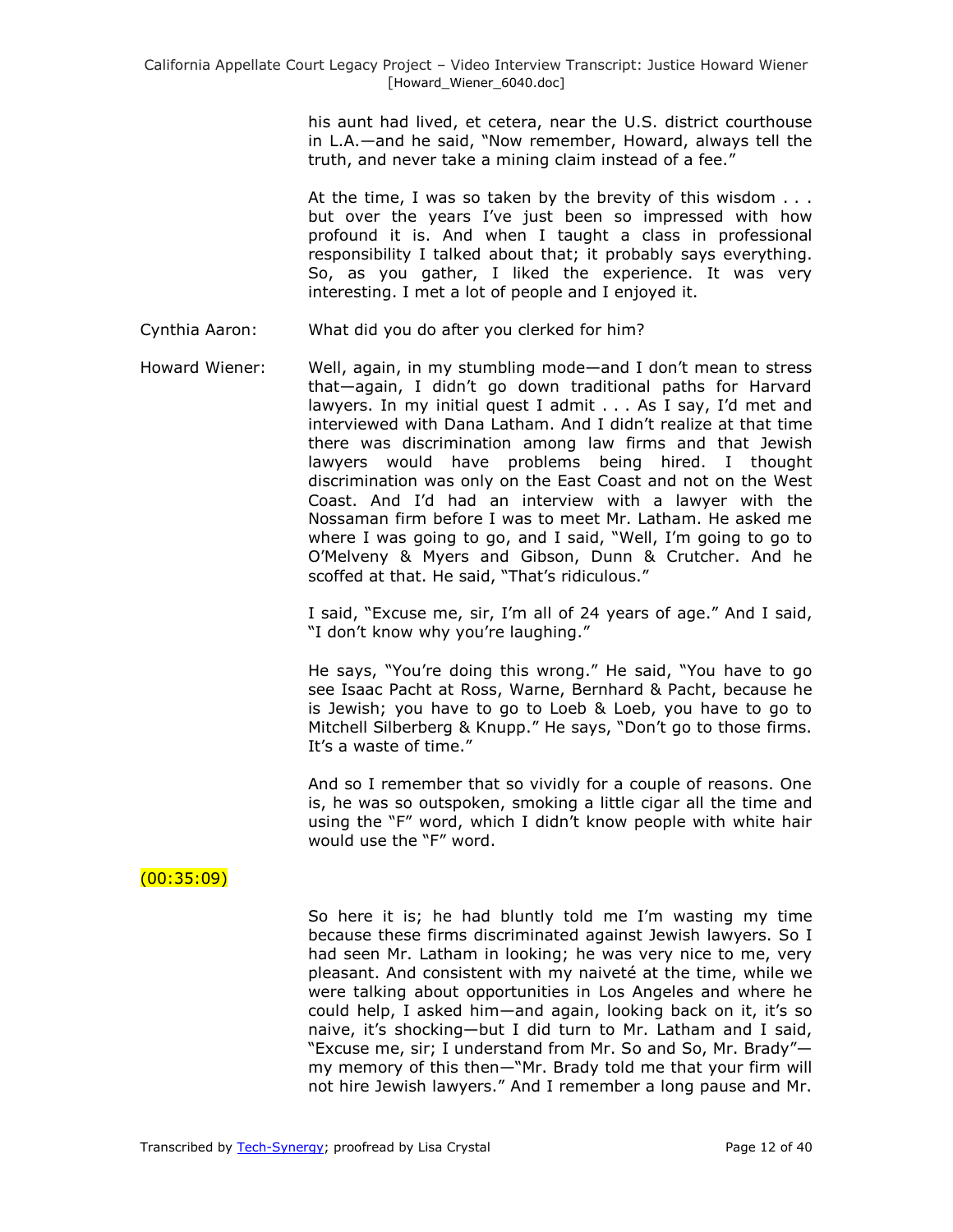his aunt had lived, et cetera, near the U.S. district courthouse in L.A.—and he said, "Now remember, Howard, always tell the truth, and never take a mining claim instead of a fee."

At the time, I was so taken by the brevity of this wisdom . . . but over the years I've just been so impressed with how profound it is. And when I taught a class in professional responsibility I talked about that; it probably says everything. So, as you gather, I liked the experience. It was very interesting. I met a lot of people and I enjoyed it.

Cynthia Aaron: What did you do after you clerked for him?

Howard Wiener: Well, again, in my stumbling mode—and I don't mean to stress that—again, I didn't go down traditional paths for Harvard lawyers. In my initial quest I admit . . . As I say, I'd met and interviewed with Dana Latham. And I didn't realize at that time there was discrimination among law firms and that Jewish lawyers would have problems being hired. I thought discrimination was only on the East Coast and not on the West Coast. And I'd had an interview with a lawyer with the Nossaman firm before I was to meet Mr. Latham. He asked me where I was going to go, and I said, "Well, I'm going to go to O'Melveny & Myers and Gibson, Dunn & Crutcher. And he scoffed at that. He said, "That's ridiculous."

I said, "Excuse me, sir, I'm all of 24 years of age." And I said, "I don't know why you're laughing."

He says, "You're doing this wrong." He said, "You have to go see Isaac Pacht at Ross, Warne, Bernhard & Pacht, because he is Jewish; you have to go to Loeb & Loeb, you have to go to Mitchell Silberberg & Knupp." He says, "Don't go to those firms. It's a waste of time."

And so I remember that so vividly for a couple of reasons. One is, he was so outspoken, smoking a little cigar all the time and using the "F" word, which I didn't know people with white hair would use the "F" word.

(00:35:09)

So here it is; he had bluntly told me I'm wasting my time because these firms discriminated against Jewish lawyers. So I had seen Mr. Latham in looking; he was very nice to me, very pleasant. And consistent with my naiveté at the time, while we were talking about opportunities in Los Angeles and where he could help, I asked him—and again, looking back on it, it's so naive, it's shocking—but I did turn to Mr. Latham and I said, "Excuse me, sir; I understand from Mr. So and So, Mr. Brady"—my memory of this then—"Mr. Brady told me that your firm will not hire Jewish lawyers." And I remember a long pause and Mr.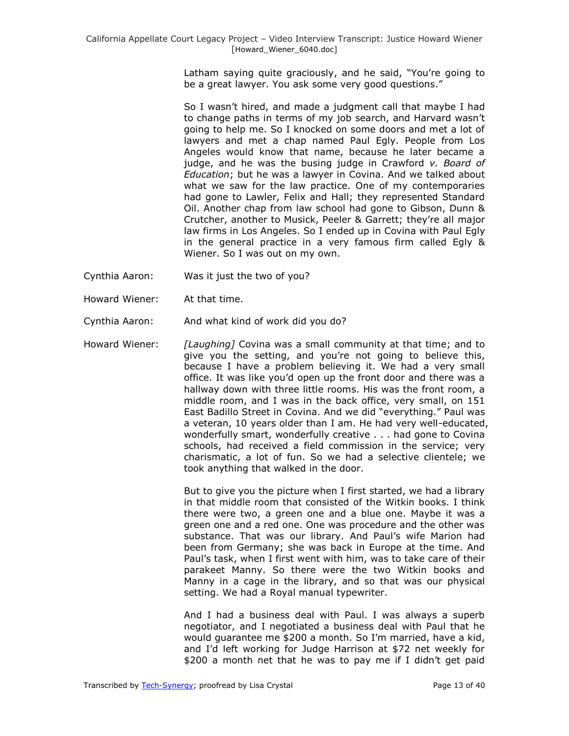Latham saying quite graciously, and he said, "You're going to be a great lawyer. You ask some very good questions."

So I wasn't hired, and made a judgment call that maybe I had to change paths in terms of my job search, and Harvard wasn't going to help me. So I knocked on some doors and met a lot of lawyers and met a chap named Paul Egly. People from Los Angeles would know that name, because he later became a judge, and he was the busing judge in Crawford *v. Board of Education*; but he was a lawyer in Covina. And we talked about what we saw for the law practice. One of my contemporaries had gone to Lawler, Felix and Hall; they represented Standard Oil. Another chap from law school had gone to Gibson, Dunn & Crutcher, another to Musick, Peeler & Garrett; they're all major law firms in Los Angeles. So I ended up in Covina with Paul Egly in the general practice in a very famous firm called Egly & Wiener. So I was out on my own.

Cynthia Aaron: Was it just the two of you?

Howard Wiener: At that time.

Cynthia Aaron: And what kind of work did you do?

Howard Wiener: *[Laughing]* Covina was a small community at that time; and to give you the setting, and you're not going to believe this, because I have a problem believing it. We had a very small office. It was like you'd open up the front door and there was a hallway down with three little rooms. His was the front room, a middle room, and I was in the back office, very small, on 151 East Badillo Street in Covina. And we did "everything." Paul was a veteran, 10 years older than I am. He had very well-educated, wonderfully smart, wonderfully creative . . . had gone to Covina schools, had received a field commission in the service; very charismatic, a lot of fun. So we had a selective clientele; we took anything that walked in the door.

But to give you the picture when I first started, we had a library in that middle room that consisted of the Witkin books. I think there were two, a green one and a blue one. Maybe it was a green one and a red one. One was procedure and the other was substance. That was our library. And Paul's wife Marion had been from Germany; she was back in Europe at the time. And Paul's task, when I first went with him, was to take care of their parakeet Manny. So there were the two Witkin books and Manny in a cage in the library, and so that was our physical setting. We had a Royal manual typewriter.

And I had a business deal with Paul. I was always a superb negotiator, and I negotiated a business deal with Paul that he would guarantee me $200 a month. So I'm married, have a kid, and I'd left working for Judge Harrison at $72 net weekly for $200 a month net that he was to pay me if I didn't get paid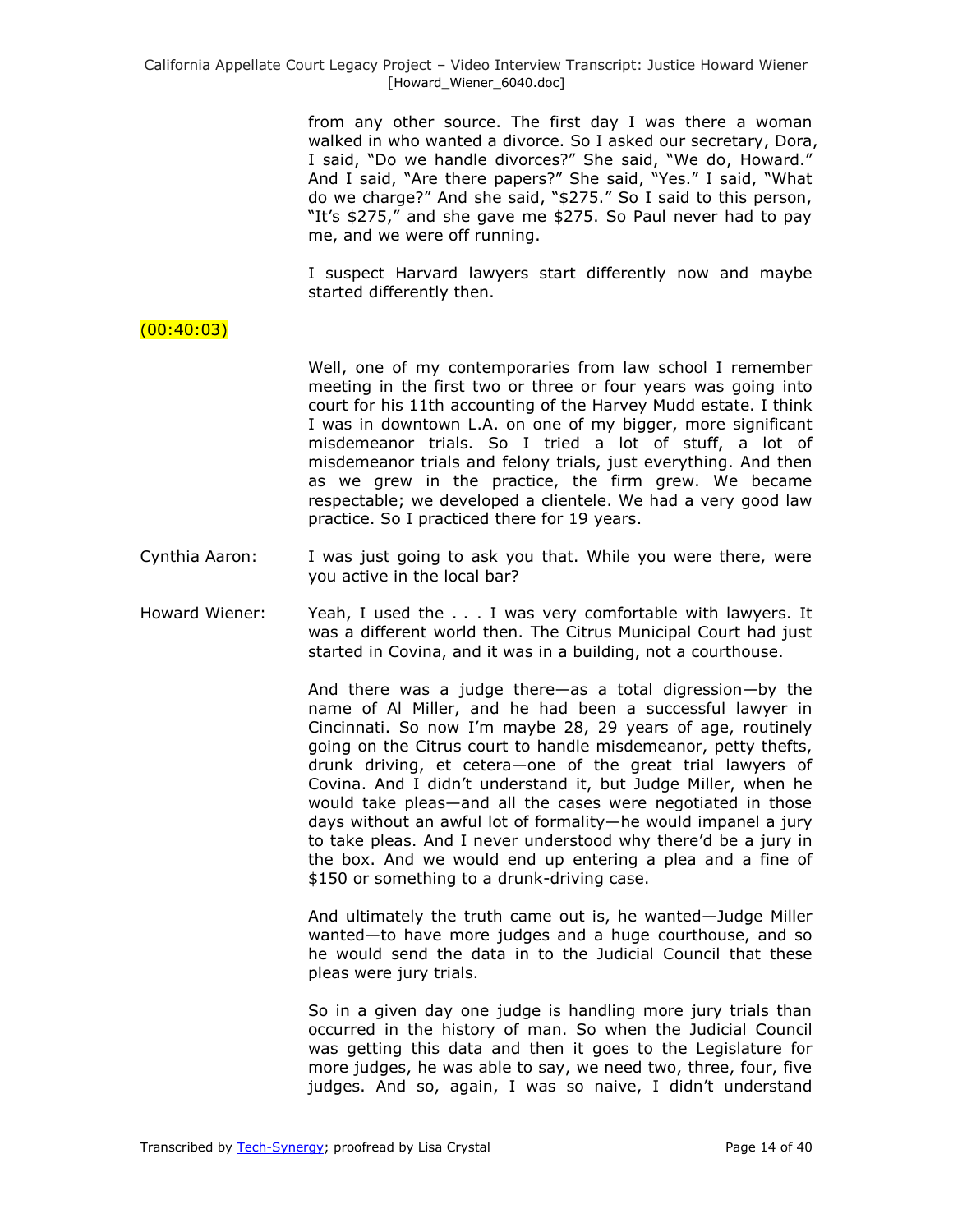from any other source. The first day I was there a woman walked in who wanted a divorce. So I asked our secretary, Dora, I said, "Do we handle divorces?" She said, "We do, Howard." And I said, "Are there papers?" She said, "Yes." I said, "What do we charge?" And she said, "$275." So I said to this person, "It's $275," and she gave me $275. So Paul never had to pay me, and we were off running.

I suspect Harvard lawyers start differently now and maybe started differently then.

(00:40:03)

Well, one of my contemporaries from law school I remember meeting in the first two or three or four years was going into court for his 11th accounting of the Harvey Mudd estate. I think I was in downtown L.A. on one of my bigger, more significant misdemeanor trials. So I tried a lot of stuff, a lot of misdemeanor trials and felony trials, just everything. And then as we grew in the practice, the firm grew. We became respectable; we developed a clientele. We had a very good law practice. So I practiced there for 19 years.

**Cynthia Aaron:** I was just going to ask you that. While you were there, were you active in the local bar?

**Howard Wiener:** Yeah, I used the . . . I was very comfortable with lawyers. It was a different world then. The Citrus Municipal Court had just started in Covina, and it was in a building, not a courthouse.

And there was a judge there—as a total digression—by the name of Al Miller, and he had been a successful lawyer in Cincinnati. So now I'm maybe 28, 29 years of age, routinely going on the Citrus court to handle misdemeanor, petty thefts, drunk driving, et cetera—one of the great trial lawyers of Covina. And I didn't understand it, but Judge Miller, when he would take pleas—and all the cases were negotiated in those days without an awful lot of formality—he would impanel a jury to take pleas. And I never understood why there'd be a jury in the box. And we would end up entering a plea and a fine of $150 or something to a drunk-driving case.

And ultimately the truth came out is, he wanted—Judge Miller wanted—to have more judges and a huge courthouse, and so he would send the data in to the Judicial Council that these pleas were jury trials.

So in a given day one judge is handling more jury trials than occurred in the history of man. So when the Judicial Council was getting this data and then it goes to the Legislature for more judges, he was able to say, we need two, three, four, five judges. And so, again, I was so naive, I didn't understand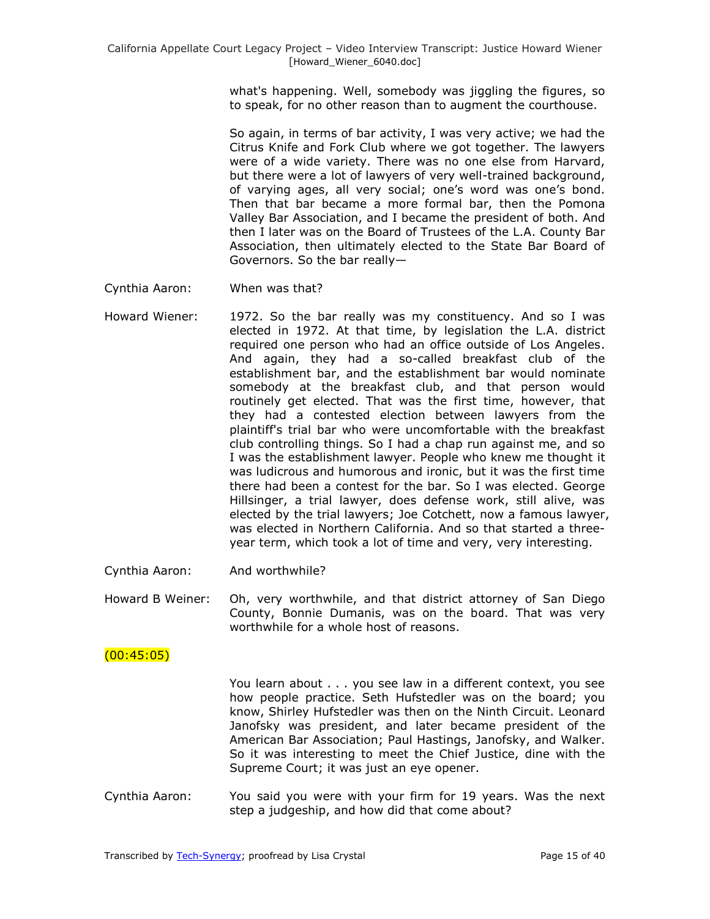what's happening. Well, somebody was jiggling the figures, so to speak, for no other reason than to augment the courthouse.

So again, in terms of bar activity, I was very active; we had the Citrus Knife and Fork Club where we got together. The lawyers were of a wide variety. There was no one else from Harvard, but there were a lot of lawyers of very well-trained background, of varying ages, all very social; one's word was one's bond. Then that bar became a more formal bar, then the Pomona Valley Bar Association, and I became the president of both. And then I later was on the Board of Trustees of the L.A. County Bar Association, then ultimately elected to the State Bar Board of Governors. So the bar really—

Cynthia Aaron: When was that?

Howard Wiener: 1972. So the bar really was my constituency. And so I was elected in 1972. At that time, by legislation the L.A. district required one person who had an office outside of Los Angeles. And again, they had a so-called breakfast club of the establishment bar, and the establishment bar would nominate somebody at the breakfast club, and that person would routinely get elected. That was the first time, however, that they had a contested election between lawyers from the plaintiff's trial bar who were uncomfortable with the breakfast club controlling things. So I had a chap run against me, and so I was the establishment lawyer. People who knew me thought it was ludicrous and humorous and ironic, but it was the first time there had been a contest for the bar. So I was elected. George Hillsinger, a trial lawyer, does defense work, still alive, was elected by the trial lawyers; Joe Cotchett, now a famous lawyer, was elected in Northern California. And so that started a three-year term, which took a lot of time and very, very interesting.

Cynthia Aaron: And worthwhile?

Howard B Weiner: Oh, very worthwhile, and that district attorney of San Diego County, Bonnie Dumanis, was on the board. That was very worthwhile for a whole host of reasons.

(00:45:05)

You learn about . . . you see law in a different context, you see how people practice. Seth Hufstedler was on the board; you know, Shirley Hufstedler was then on the Ninth Circuit. Leonard Janofsky was president, and later became president of the American Bar Association; Paul Hastings, Janofsky, and Walker. So it was interesting to meet the Chief Justice, dine with the Supreme Court; it was just an eye opener.

Cynthia Aaron: You said you were with your firm for 19 years. Was the next step a judgeship, and how did that come about?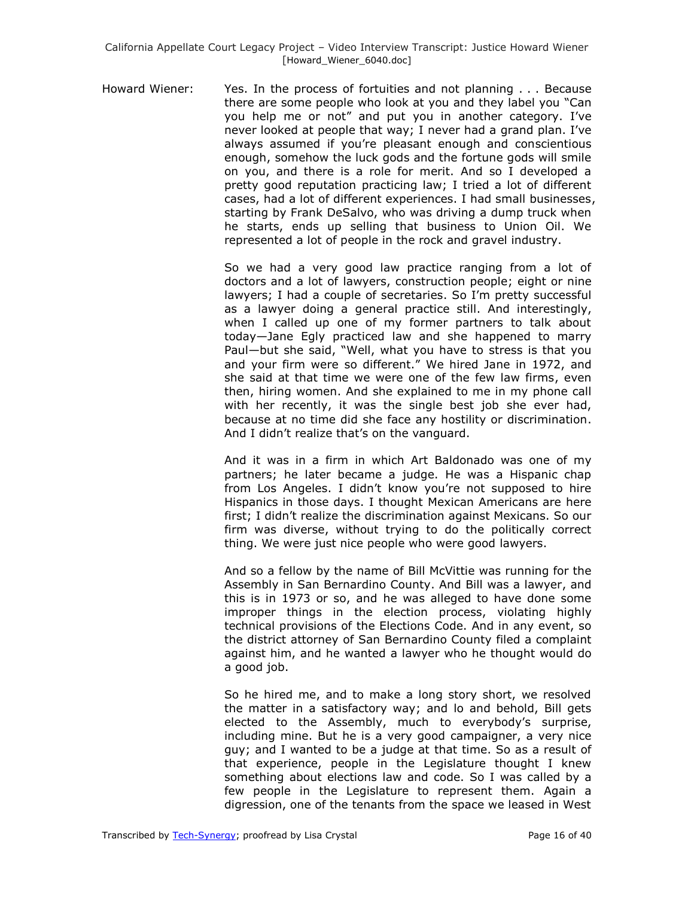Howard Wiener: Yes. In the process of fortuities and not planning . . . Because there are some people who look at you and they label you "Can you help me or not" and put you in another category. I've never looked at people that way; I never had a grand plan. I've always assumed if you're pleasant enough and conscientious enough, somehow the luck gods and the fortune gods will smile on you, and there is a role for merit. And so I developed a pretty good reputation practicing law; I tried a lot of different cases, had a lot of different experiences. I had small businesses, starting by Frank DeSalvo, who was driving a dump truck when he starts, ends up selling that business to Union Oil. We represented a lot of people in the rock and gravel industry.

So we had a very good law practice ranging from a lot of doctors and a lot of lawyers, construction people; eight or nine lawyers; I had a couple of secretaries. So I'm pretty successful as a lawyer doing a general practice still. And interestingly, when I called up one of my former partners to talk about today—Jane Egly practiced law and she happened to marry Paul—but she said, "Well, what you have to stress is that you and your firm were so different." We hired Jane in 1972, and she said at that time we were one of the few law firms, even then, hiring women. And she explained to me in my phone call with her recently, it was the single best job she ever had, because at no time did she face any hostility or discrimination. And I didn't realize that's on the vanguard.

And it was in a firm in which Art Baldonado was one of my partners; he later became a judge. He was a Hispanic chap from Los Angeles. I didn't know you're not supposed to hire Hispanics in those days. I thought Mexican Americans are here first; I didn't realize the discrimination against Mexicans. So our firm was diverse, without trying to do the politically correct thing. We were just nice people who were good lawyers.

And so a fellow by the name of Bill McVittie was running for the Assembly in San Bernardino County. And Bill was a lawyer, and this is in 1973 or so, and he was alleged to have done some improper things in the election process, violating highly technical provisions of the Elections Code. And in any event, so the district attorney of San Bernardino County filed a complaint against him, and he wanted a lawyer who he thought would do a good job.

So he hired me, and to make a long story short, we resolved the matter in a satisfactory way; and lo and behold, Bill gets elected to the Assembly, much to everybody's surprise, including mine. But he is a very good campaigner, a very nice guy; and I wanted to be a judge at that time. So as a result of that experience, people in the Legislature thought I knew something about elections law and code. So I was called by a few people in the Legislature to represent them. Again a digression, one of the tenants from the space we leased in West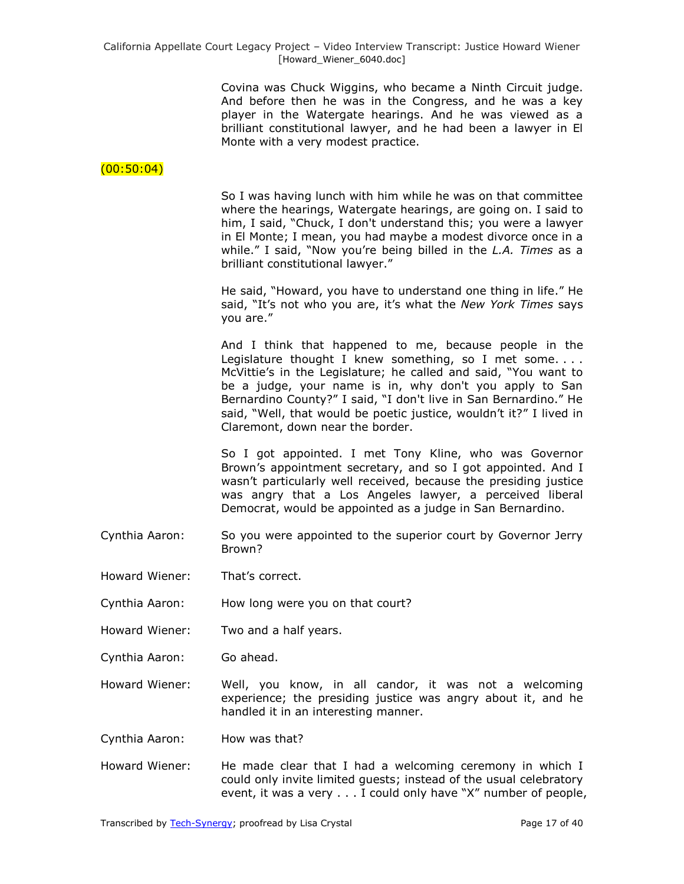Covina was Chuck Wiggins, who became a Ninth Circuit judge. And before then he was in the Congress, and he was a key player in the Watergate hearings. And he was viewed as a brilliant constitutional lawyer, and he had been a lawyer in El Monte with a very modest practice.

(00:50:04)

So I was having lunch with him while he was on that committee where the hearings, Watergate hearings, are going on. I said to him, I said, "Chuck, I don't understand this; you were a lawyer in El Monte; I mean, you had maybe a modest divorce once in a while." I said, "Now you're being billed in the *L.A. Times* as a brilliant constitutional lawyer."

He said, "Howard, you have to understand one thing in life." He said, "It's not who you are, it's what the *New York Times* says you are."

And I think that happened to me, because people in the Legislature thought I knew something, so I met some. . . . McVittie's in the Legislature; he called and said, "You want to be a judge, your name is in, why don't you apply to San Bernardino County?" I said, "I don't live in San Bernardino." He said, "Well, that would be poetic justice, wouldn't it?" I lived in Claremont, down near the border.

So I got appointed. I met Tony Kline, who was Governor Brown's appointment secretary, and so I got appointed. And I wasn't particularly well received, because the presiding justice was angry that a Los Angeles lawyer, a perceived liberal Democrat, would be appointed as a judge in San Bernardino.

Cynthia Aaron: So you were appointed to the superior court by Governor Jerry Brown?

Howard Wiener: That's correct.

Cynthia Aaron: How long were you on that court?

Howard Wiener: Two and a half years.

Cynthia Aaron: Go ahead.

Howard Wiener: Well, you know, in all candor, it was not a welcoming experience; the presiding justice was angry about it, and he handled it in an interesting manner.

Cynthia Aaron: How was that?

Howard Wiener: He made clear that I had a welcoming ceremony in which I could only invite limited guests; instead of the usual celebratory event, it was a very . . . I could only have "X" number of people,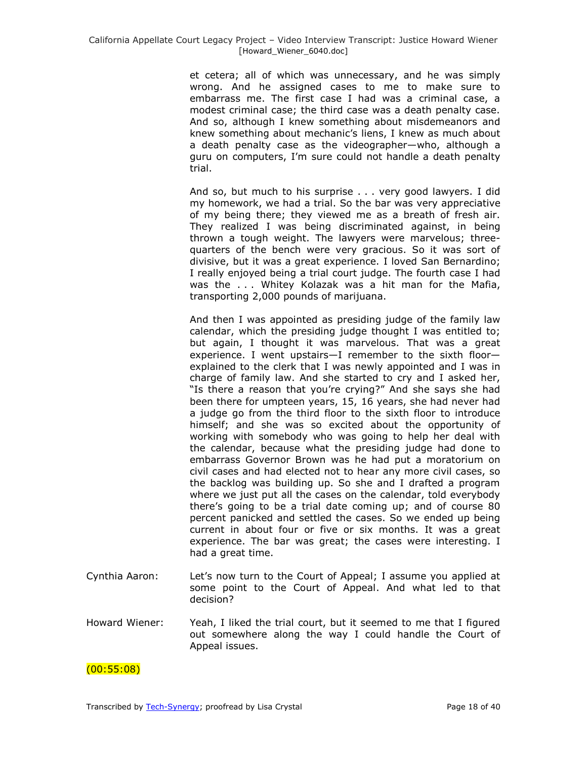et cetera; all of which was unnecessary, and he was simply wrong. And he assigned cases to me to make sure to embarrass me. The first case I had was a criminal case, a modest criminal case; the third case was a death penalty case. And so, although I knew something about misdemeanors and knew something about mechanic's liens, I knew as much about a death penalty case as the videographer—who, although a guru on computers, I'm sure could not handle a death penalty trial.

And so, but much to his surprise . . . very good lawyers. I did my homework, we had a trial. So the bar was very appreciative of my being there; they viewed me as a breath of fresh air. They realized I was being discriminated against, in being thrown a tough weight. The lawyers were marvelous; three-quarters of the bench were very gracious. So it was sort of divisive, but it was a great experience. I loved San Bernardino; I really enjoyed being a trial court judge. The fourth case I had was the . . . Whitey Kolazak was a hit man for the Mafia, transporting 2,000 pounds of marijuana.

And then I was appointed as presiding judge of the family law calendar, which the presiding judge thought I was entitled to; but again, I thought it was marvelous. That was a great experience. I went upstairs—I remember to the sixth floor—explained to the clerk that I was newly appointed and I was in charge of family law. And she started to cry and I asked her, "Is there a reason that you're crying?" And she says she had been there for umpteen years, 15, 16 years, she had never had a judge go from the third floor to the sixth floor to introduce himself; and she was so excited about the opportunity of working with somebody who was going to help her deal with the calendar, because what the presiding judge had done to embarrass Governor Brown was he had put a moratorium on civil cases and had elected not to hear any more civil cases, so the backlog was building up. So she and I drafted a program where we just put all the cases on the calendar, told everybody there's going to be a trial date coming up; and of course 80 percent panicked and settled the cases. So we ended up being current in about four or five or six months. It was a great experience. The bar was great; the cases were interesting. I had a great time.

Cynthia Aaron: Let's now turn to the Court of Appeal; I assume you applied at some point to the Court of Appeal. And what led to that decision?

Howard Wiener: Yeah, I liked the trial court, but it seemed to me that I figured out somewhere along the way I could handle the Court of Appeal issues.

(00:55:08)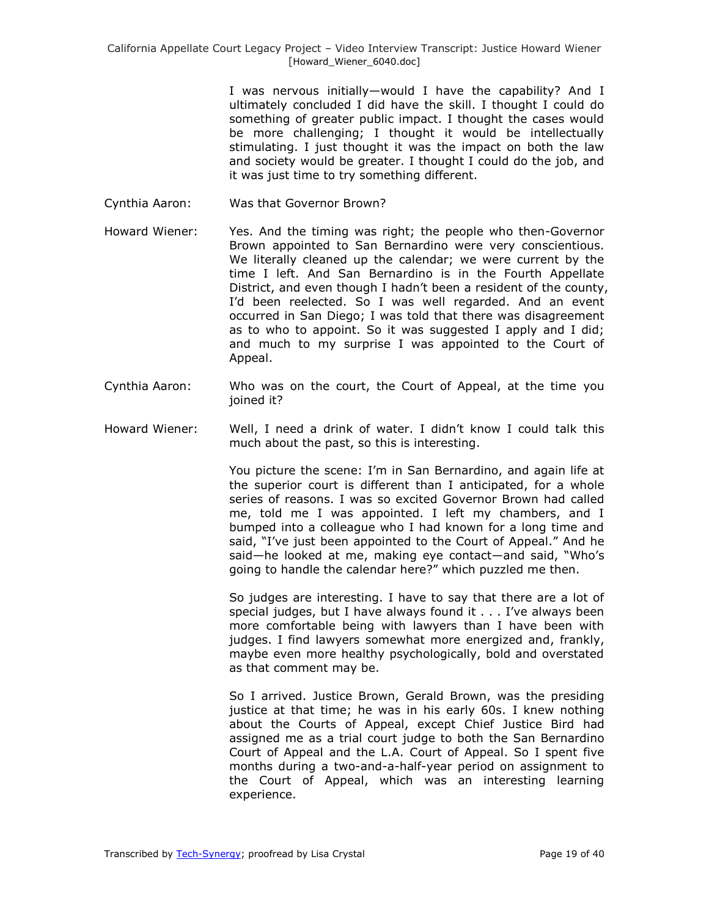I was nervous initially—would I have the capability? And I ultimately concluded I did have the skill. I thought I could do something of greater public impact. I thought the cases would be more challenging; I thought it would be intellectually stimulating. I just thought it was the impact on both the law and society would be greater. I thought I could do the job, and it was just time to try something different.

Cynthia Aaron: Was that Governor Brown?

Howard Wiener: Yes. And the timing was right; the people who then-Governor Brown appointed to San Bernardino were very conscientious. We literally cleaned up the calendar; we were current by the time I left. And San Bernardino is in the Fourth Appellate District, and even though I hadn't been a resident of the county, I'd been reelected. So I was well regarded. And an event occurred in San Diego; I was told that there was disagreement as to who to appoint. So it was suggested I apply and I did; and much to my surprise I was appointed to the Court of Appeal.

Cynthia Aaron: Who was on the court, the Court of Appeal, at the time you joined it?

Howard Wiener: Well, I need a drink of water. I didn't know I could talk this much about the past, so this is interesting.

You picture the scene: I'm in San Bernardino, and again life at the superior court is different than I anticipated, for a whole series of reasons. I was so excited Governor Brown had called me, told me I was appointed. I left my chambers, and I bumped into a colleague who I had known for a long time and said, "I've just been appointed to the Court of Appeal." And he said—he looked at me, making eye contact—and said, "Who's going to handle the calendar here?" which puzzled me then.

So judges are interesting. I have to say that there are a lot of special judges, but I have always found it . . . I've always been more comfortable being with lawyers than I have been with judges. I find lawyers somewhat more energized and, frankly, maybe even more healthy psychologically, bold and overstated as that comment may be.

So I arrived. Justice Brown, Gerald Brown, was the presiding justice at that time; he was in his early 60s. I knew nothing about the Courts of Appeal, except Chief Justice Bird had assigned me as a trial court judge to both the San Bernardino Court of Appeal and the L.A. Court of Appeal. So I spent five months during a two-and-a-half-year period on assignment to the Court of Appeal, which was an interesting learning experience.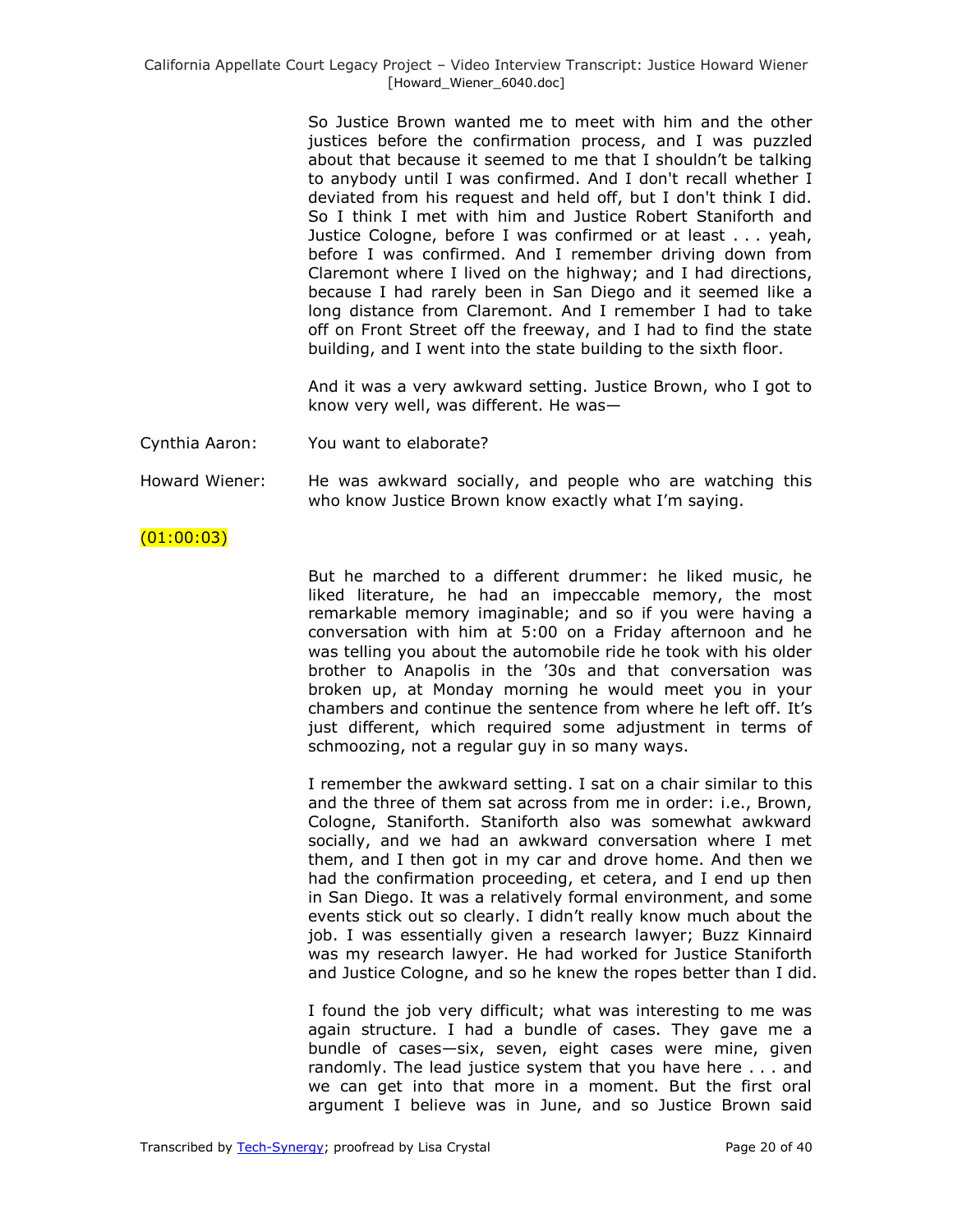So Justice Brown wanted me to meet with him and the other justices before the confirmation process, and I was puzzled about that because it seemed to me that I shouldn't be talking to anybody until I was confirmed. And I don't recall whether I deviated from his request and held off, but I don't think I did. So I think I met with him and Justice Robert Staniforth and Justice Cologne, before I was confirmed or at least . . . yeah, before I was confirmed. And I remember driving down from Claremont where I lived on the highway; and I had directions, because I had rarely been in San Diego and it seemed like a long distance from Claremont. And I remember I had to take off on Front Street off the freeway, and I had to find the state building, and I went into the state building to the sixth floor.

And it was a very awkward setting. Justice Brown, who I got to know very well, was different. He was—

Cynthia Aaron: You want to elaborate?

Howard Wiener: He was awkward socially, and people who are watching this who know Justice Brown know exactly what I'm saying.

(01:00:03)

But he marched to a different drummer: he liked music, he liked literature, he had an impeccable memory, the most remarkable memory imaginable; and so if you were having a conversation with him at 5:00 on a Friday afternoon and he was telling you about the automobile ride he took with his older brother to Anapolis in the '30s and that conversation was broken up, at Monday morning he would meet you in your chambers and continue the sentence from where he left off. It's just different, which required some adjustment in terms of schmoozing, not a regular guy in so many ways.

I remember the awkward setting. I sat on a chair similar to this and the three of them sat across from me in order: i.e., Brown, Cologne, Staniforth. Staniforth also was somewhat awkward socially, and we had an awkward conversation where I met them, and I then got in my car and drove home. And then we had the confirmation proceeding, et cetera, and I end up then in San Diego. It was a relatively formal environment, and some events stick out so clearly. I didn't really know much about the job. I was essentially given a research lawyer; Buzz Kinnaird was my research lawyer. He had worked for Justice Staniforth and Justice Cologne, and so he knew the ropes better than I did.

I found the job very difficult; what was interesting to me was again structure. I had a bundle of cases. They gave me a bundle of cases—six, seven, eight cases were mine, given randomly. The lead justice system that you have here . . . and we can get into that more in a moment. But the first oral argument I believe was in June, and so Justice Brown said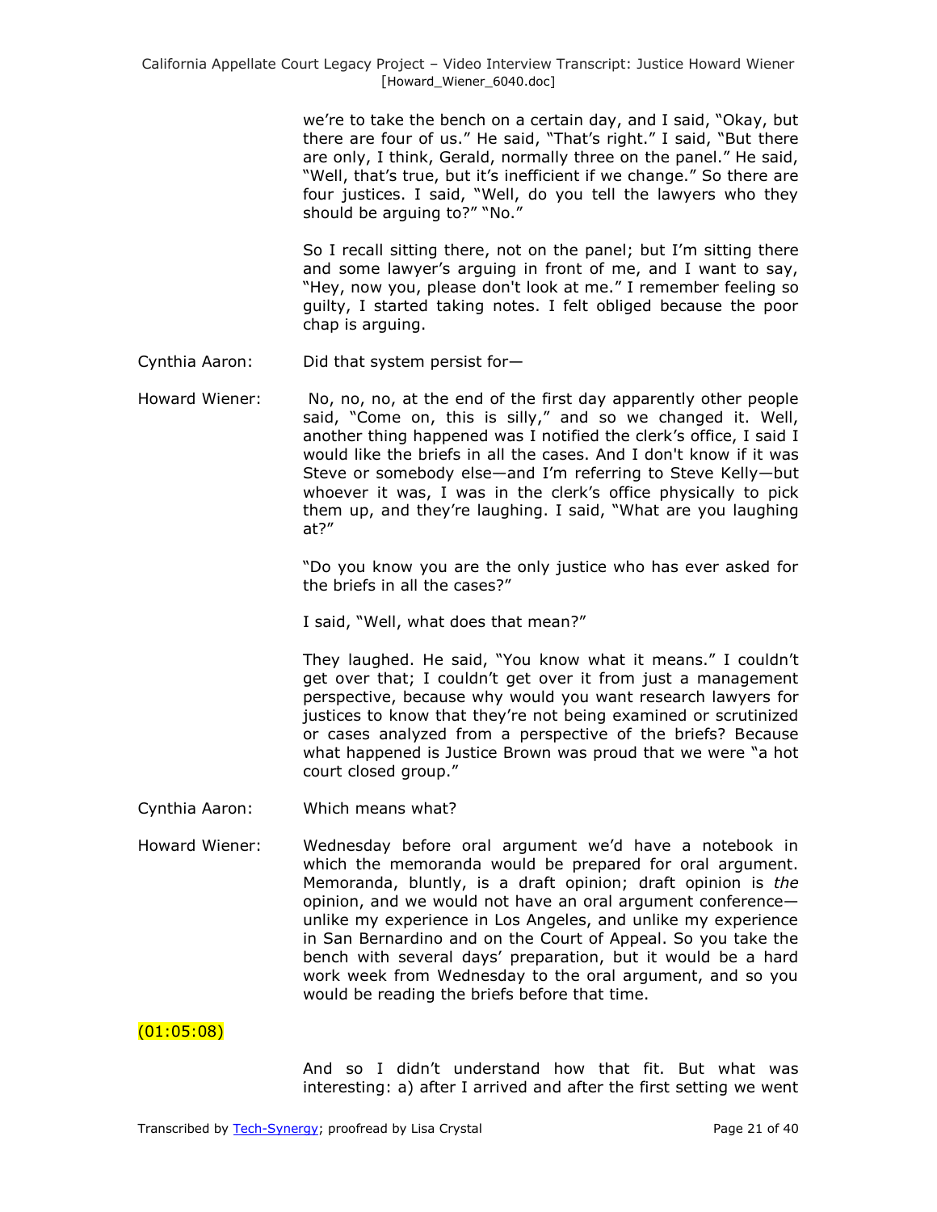we're to take the bench on a certain day, and I said, "Okay, but there are four of us." He said, "That's right." I said, "But there are only, I think, Gerald, normally three on the panel." He said, "Well, that's true, but it's inefficient if we change." So there are four justices. I said, "Well, do you tell the lawyers who they should be arguing to?" "No."

So I recall sitting there, not on the panel; but I'm sitting there and some lawyer's arguing in front of me, and I want to say, "Hey, now you, please don't look at me." I remember feeling so guilty, I started taking notes. I felt obliged because the poor chap is arguing.

Cynthia Aaron: Did that system persist for—

Howard Wiener: No, no, no, at the end of the first day apparently other people said, "Come on, this is silly," and so we changed it. Well, another thing happened was I notified the clerk's office, I said I would like the briefs in all the cases. And I don't know if it was Steve or somebody else—and I'm referring to Steve Kelly—but whoever it was, I was in the clerk's office physically to pick them up, and they're laughing. I said, "What are you laughing at?"

"Do you know you are the only justice who has ever asked for the briefs in all the cases?"

I said, "Well, what does that mean?"

They laughed. He said, "You know what it means." I couldn't get over that; I couldn't get over it from just a management perspective, because why would you want research lawyers for justices to know that they're not being examined or scrutinized or cases analyzed from a perspective of the briefs? Because what happened is Justice Brown was proud that we were "a hot court closed group."

Cynthia Aaron: Which means what?

Howard Wiener: Wednesday before oral argument we'd have a notebook in which the memoranda would be prepared for oral argument. Memoranda, bluntly, is a draft opinion; draft opinion is *the* opinion, and we would not have an oral argument conference—unlike my experience in Los Angeles, and unlike my experience in San Bernardino and on the Court of Appeal. So you take the bench with several days' preparation, but it would be a hard work week from Wednesday to the oral argument, and so you would be reading the briefs before that time.

(01:05:08)

And so I didn't understand how that fit. But what was interesting: a) after I arrived and after the first setting we went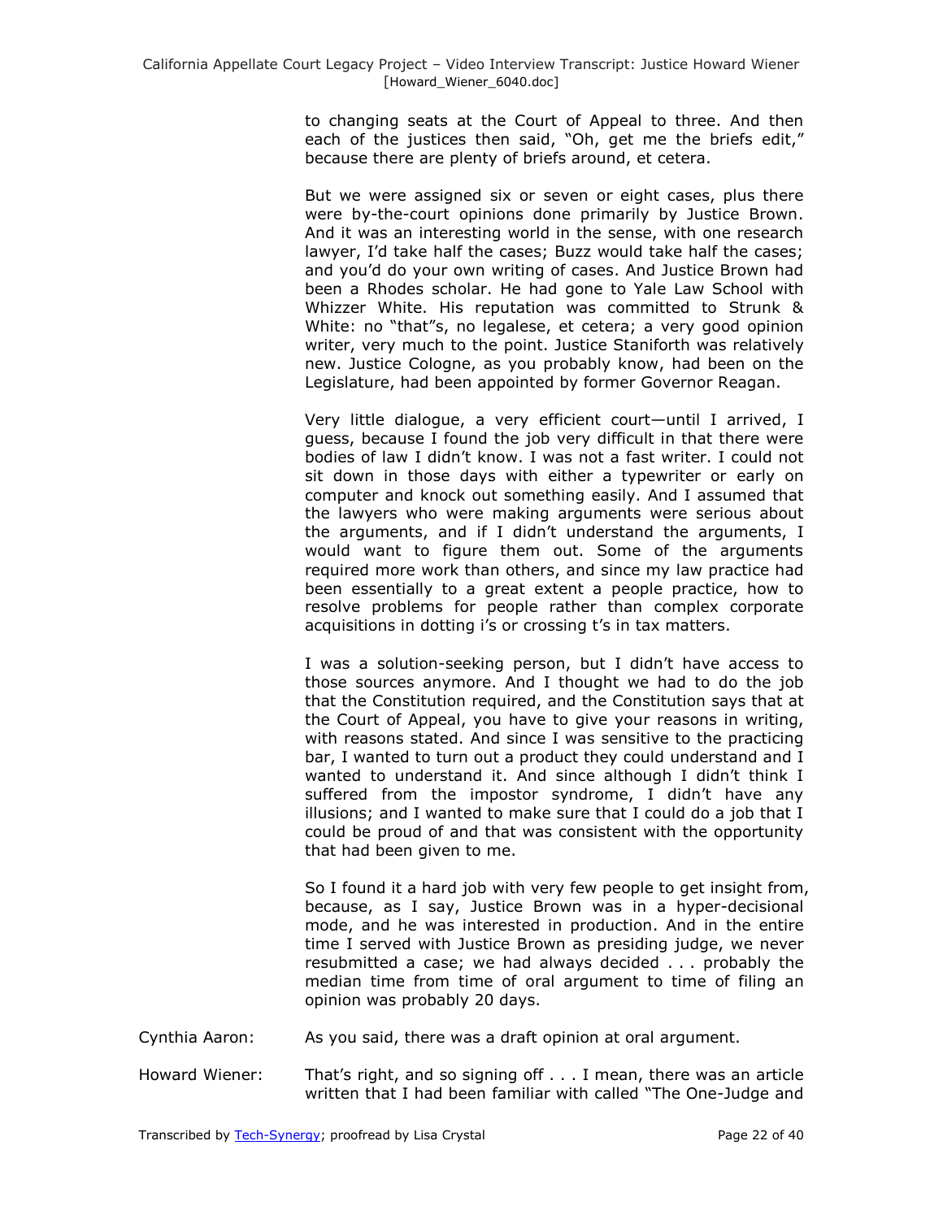to changing seats at the Court of Appeal to three. And then each of the justices then said, "Oh, get me the briefs edit," because there are plenty of briefs around, et cetera.

But we were assigned six or seven or eight cases, plus there were by-the-court opinions done primarily by Justice Brown. And it was an interesting world in the sense, with one research lawyer, I'd take half the cases; Buzz would take half the cases; and you'd do your own writing of cases. And Justice Brown had been a Rhodes scholar. He had gone to Yale Law School with Whizzer White. His reputation was committed to Strunk & White: no "that"s, no legalese, et cetera; a very good opinion writer, very much to the point. Justice Staniforth was relatively new. Justice Cologne, as you probably know, had been on the Legislature, had been appointed by former Governor Reagan.

Very little dialogue, a very efficient court—until I arrived, I guess, because I found the job very difficult in that there were bodies of law I didn't know. I was not a fast writer. I could not sit down in those days with either a typewriter or early on computer and knock out something easily. And I assumed that the lawyers who were making arguments were serious about the arguments, and if I didn't understand the arguments, I would want to figure them out. Some of the arguments required more work than others, and since my law practice had been essentially to a great extent a people practice, how to resolve problems for people rather than complex corporate acquisitions in dotting i's or crossing t's in tax matters.

I was a solution-seeking person, but I didn't have access to those sources anymore. And I thought we had to do the job that the Constitution required, and the Constitution says that at the Court of Appeal, you have to give your reasons in writing, with reasons stated. And since I was sensitive to the practicing bar, I wanted to turn out a product they could understand and I wanted to understand it. And since although I didn't think I suffered from the impostor syndrome, I didn't have any illusions; and I wanted to make sure that I could do a job that I could be proud of and that was consistent with the opportunity that had been given to me.

So I found it a hard job with very few people to get insight from, because, as I say, Justice Brown was in a hyper-decisional mode, and he was interested in production. And in the entire time I served with Justice Brown as presiding judge, we never resubmitted a case; we had always decided . . . probably the median time from time of oral argument to time of filing an opinion was probably 20 days.

Cynthia Aaron: As you said, there was a draft opinion at oral argument.

Howard Wiener: That's right, and so signing off . . . I mean, there was an article written that I had been familiar with called "The One-Judge and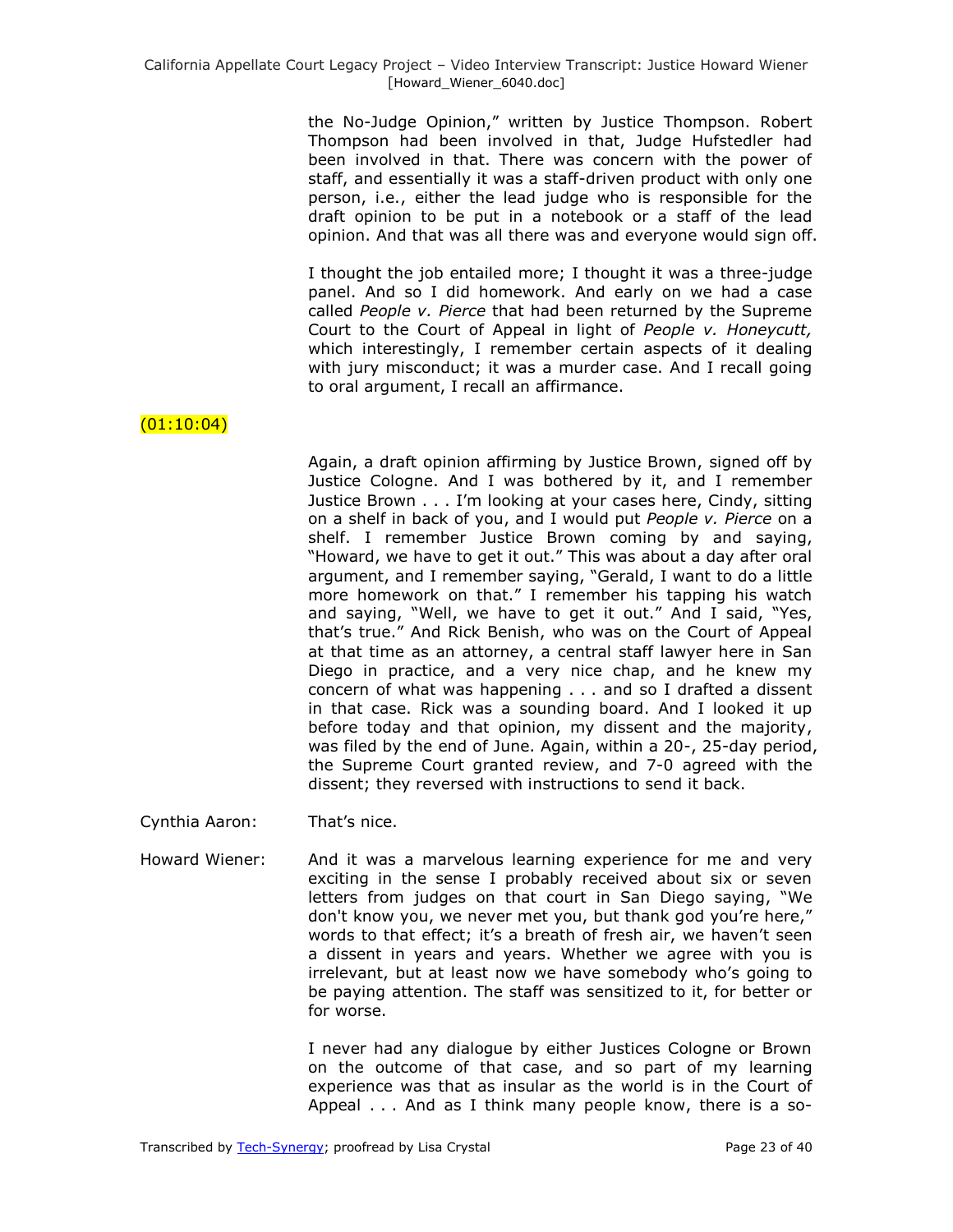the No-Judge Opinion," written by Justice Thompson. Robert Thompson had been involved in that, Judge Hufstedler had been involved in that. There was concern with the power of staff, and essentially it was a staff-driven product with only one person, i.e., either the lead judge who is responsible for the draft opinion to be put in a notebook or a staff of the lead opinion. And that was all there was and everyone would sign off.

I thought the job entailed more; I thought it was a three-judge panel. And so I did homework. And early on we had a case called *People v. Pierce* that had been returned by the Supreme Court to the Court of Appeal in light of *People v. Honeycutt,* which interestingly, I remember certain aspects of it dealing with jury misconduct; it was a murder case. And I recall going to oral argument, I recall an affirmance.

(01:10:04)

Again, a draft opinion affirming by Justice Brown, signed off by Justice Cologne. And I was bothered by it, and I remember Justice Brown . . . I'm looking at your cases here, Cindy, sitting on a shelf in back of you, and I would put *People v. Pierce* on a shelf. I remember Justice Brown coming by and saying, "Howard, we have to get it out." This was about a day after oral argument, and I remember saying, "Gerald, I want to do a little more homework on that." I remember his tapping his watch and saying, "Well, we have to get it out." And I said, "Yes, that's true." And Rick Benish, who was on the Court of Appeal at that time as an attorney, a central staff lawyer here in San Diego in practice, and a very nice chap, and he knew my concern of what was happening . . . and so I drafted a dissent in that case. Rick was a sounding board. And I looked it up before today and that opinion, my dissent and the majority, was filed by the end of June. Again, within a 20-, 25-day period, the Supreme Court granted review, and 7-0 agreed with the dissent; they reversed with instructions to send it back.

Cynthia Aaron: That's nice.

Howard Wiener: And it was a marvelous learning experience for me and very exciting in the sense I probably received about six or seven letters from judges on that court in San Diego saying, "We don't know you, we never met you, but thank god you're here," words to that effect; it's a breath of fresh air, we haven't seen a dissent in years and years. Whether we agree with you is irrelevant, but at least now we have somebody who's going to be paying attention. The staff was sensitized to it, for better or for worse.

I never had any dialogue by either Justices Cologne or Brown on the outcome of that case, and so part of my learning experience was that as insular as the world is in the Court of Appeal . . . And as I think many people know, there is a so-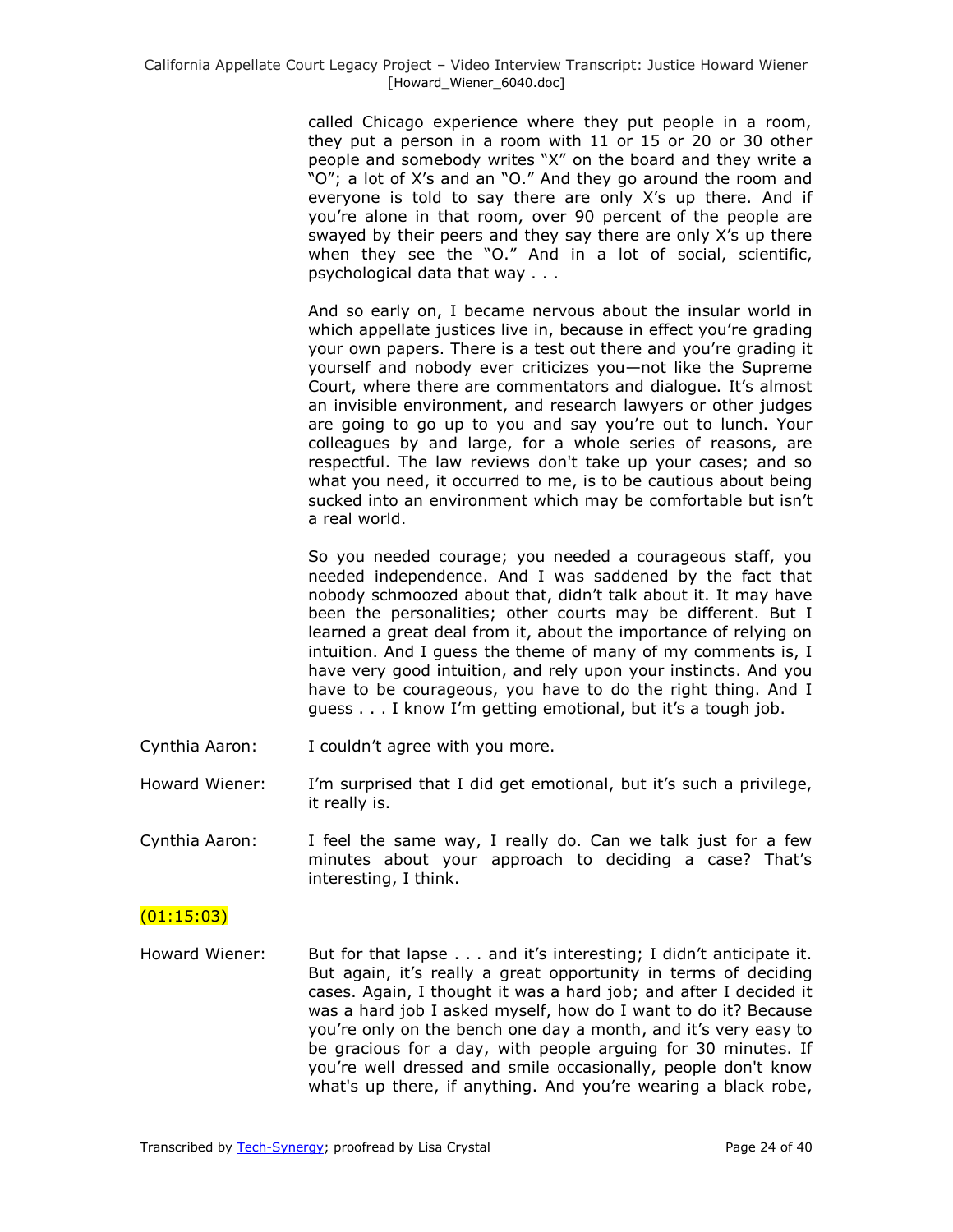called Chicago experience where they put people in a room, they put a person in a room with 11 or 15 or 20 or 30 other people and somebody writes "X" on the board and they write a "O"; a lot of X's and an "O." And they go around the room and everyone is told to say there are only X's up there. And if you're alone in that room, over 90 percent of the people are swayed by their peers and they say there are only X's up there when they see the "O." And in a lot of social, scientific, psychological data that way . . .

And so early on, I became nervous about the insular world in which appellate justices live in, because in effect you're grading your own papers. There is a test out there and you're grading it yourself and nobody ever criticizes you—not like the Supreme Court, where there are commentators and dialogue. It's almost an invisible environment, and research lawyers or other judges are going to go up to you and say you're out to lunch. Your colleagues by and large, for a whole series of reasons, are respectful. The law reviews don't take up your cases; and so what you need, it occurred to me, is to be cautious about being sucked into an environment which may be comfortable but isn't a real world.

So you needed courage; you needed a courageous staff, you needed independence. And I was saddened by the fact that nobody schmoozed about that, didn't talk about it. It may have been the personalities; other courts may be different. But I learned a great deal from it, about the importance of relying on intuition. And I guess the theme of many of my comments is, I have very good intuition, and rely upon your instincts. And you have to be courageous, you have to do the right thing. And I guess . . . I know I'm getting emotional, but it's a tough job.

Cynthia Aaron: I couldn't agree with you more.

Howard Wiener: I'm surprised that I did get emotional, but it's such a privilege, it really is.

Cynthia Aaron: I feel the same way, I really do. Can we talk just for a few minutes about your approach to deciding a case? That's interesting, I think.

(01:15:03)

Howard Wiener: But for that lapse . . . and it's interesting; I didn't anticipate it. But again, it's really a great opportunity in terms of deciding cases. Again, I thought it was a hard job; and after I decided it was a hard job I asked myself, how do I want to do it? Because you're only on the bench one day a month, and it's very easy to be gracious for a day, with people arguing for 30 minutes. If you're well dressed and smile occasionally, people don't know what's up there, if anything. And you're wearing a black robe,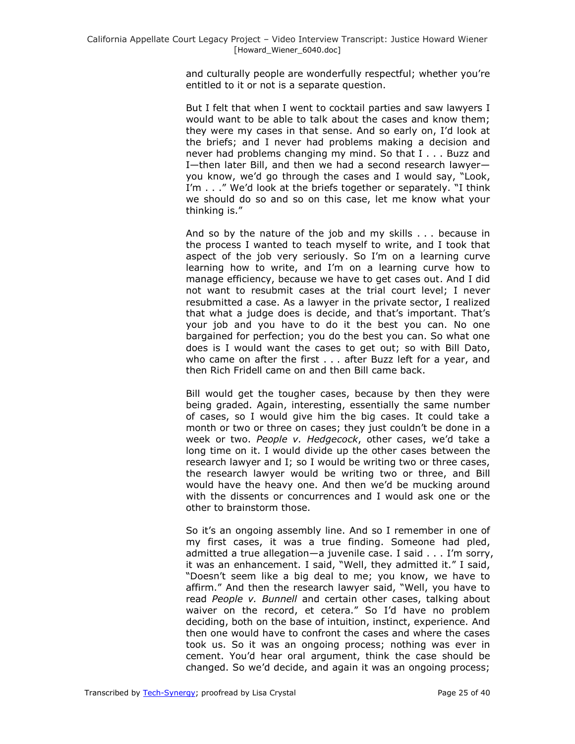and culturally people are wonderfully respectful; whether you're entitled to it or not is a separate question.

But I felt that when I went to cocktail parties and saw lawyers I would want to be able to talk about the cases and know them; they were my cases in that sense. And so early on, I'd look at the briefs; and I never had problems making a decision and never had problems changing my mind. So that I . . . Buzz and I—then later Bill, and then we had a second research lawyer—you know, we'd go through the cases and I would say, "Look, I'm . . ." We'd look at the briefs together or separately. "I think we should do so and so on this case, let me know what your thinking is."

And so by the nature of the job and my skills . . . because in the process I wanted to teach myself to write, and I took that aspect of the job very seriously. So I'm on a learning curve learning how to write, and I'm on a learning curve how to manage efficiency, because we have to get cases out. And I did not want to resubmit cases at the trial court level; I never resubmitted a case. As a lawyer in the private sector, I realized that what a judge does is decide, and that's important. That's your job and you have to do it the best you can. No one bargained for perfection; you do the best you can. So what one does is I would want the cases to get out; so with Bill Dato, who came on after the first . . . after Buzz left for a year, and then Rich Fridell came on and then Bill came back.

Bill would get the tougher cases, because by then they were being graded. Again, interesting, essentially the same number of cases, so I would give him the big cases. It could take a month or two or three on cases; they just couldn't be done in a week or two. *People v. Hedgecock*, other cases, we'd take a long time on it. I would divide up the other cases between the research lawyer and I; so I would be writing two or three cases, the research lawyer would be writing two or three, and Bill would have the heavy one. And then we'd be mucking around with the dissents or concurrences and I would ask one or the other to brainstorm those.

So it's an ongoing assembly line. And so I remember in one of my first cases, it was a true finding. Someone had pled, admitted a true allegation—a juvenile case. I said . . . I'm sorry, it was an enhancement. I said, "Well, they admitted it." I said, "Doesn't seem like a big deal to me; you know, we have to affirm." And then the research lawyer said, "Well, you have to read *People v. Bunnell* and certain other cases, talking about waiver on the record, et cetera." So I'd have no problem deciding, both on the base of intuition, instinct, experience. And then one would have to confront the cases and where the cases took us. So it was an ongoing process; nothing was ever in cement. You'd hear oral argument, think the case should be changed. So we'd decide, and again it was an ongoing process;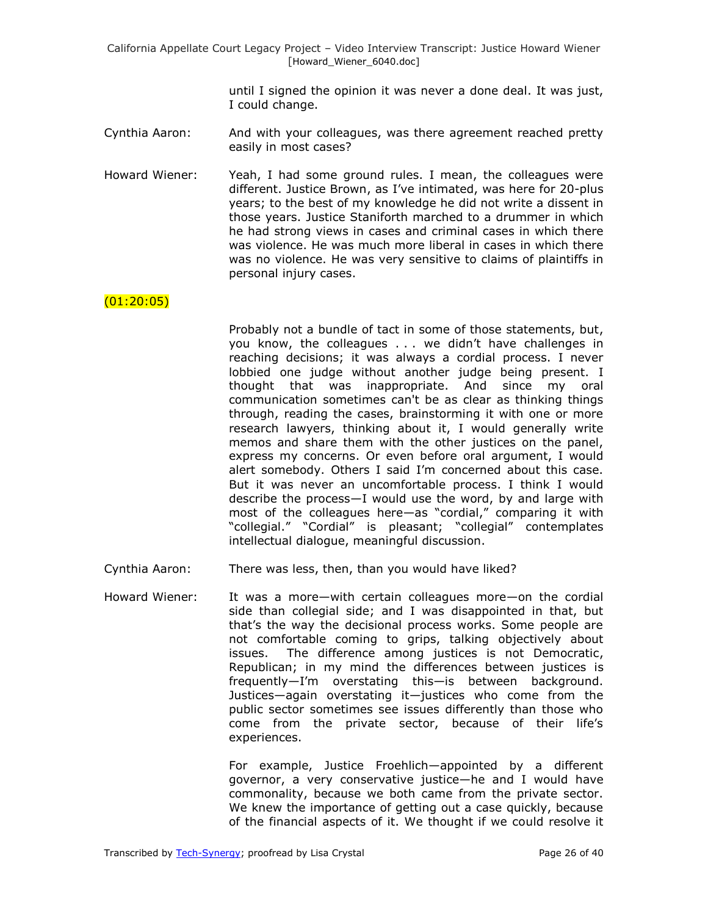until I signed the opinion it was never a done deal. It was just, I could change.

Cynthia Aaron: And with your colleagues, was there agreement reached pretty easily in most cases?

Howard Wiener: Yeah, I had some ground rules. I mean, the colleagues were different. Justice Brown, as I've intimated, was here for 20-plus years; to the best of my knowledge he did not write a dissent in those years. Justice Staniforth marched to a drummer in which he had strong views in cases and criminal cases in which there was violence. He was much more liberal in cases in which there was no violence. He was very sensitive to claims of plaintiffs in personal injury cases.

(01:20:05)

Probably not a bundle of tact in some of those statements, but, you know, the colleagues . . . we didn't have challenges in reaching decisions; it was always a cordial process. I never lobbied one judge without another judge being present. I thought that was inappropriate. And since my oral communication sometimes can't be as clear as thinking things through, reading the cases, brainstorming it with one or more research lawyers, thinking about it, I would generally write memos and share them with the other justices on the panel, express my concerns. Or even before oral argument, I would alert somebody. Others I said I'm concerned about this case. But it was never an uncomfortable process. I think I would describe the process—I would use the word, by and large with most of the colleagues here—as "cordial," comparing it with "collegial." "Cordial" is pleasant; "collegial" contemplates intellectual dialogue, meaningful discussion.

Cynthia Aaron: There was less, then, than you would have liked?

Howard Wiener: It was a more—with certain colleagues more—on the cordial side than collegial side; and I was disappointed in that, but that's the way the decisional process works. Some people are not comfortable coming to grips, talking objectively about issues. The difference among justices is not Democratic, Republican; in my mind the differences between justices is frequently—I'm overstating this—is between background. Justices—again overstating it—justices who come from the public sector sometimes see issues differently than those who come from the private sector, because of their life's experiences.

For example, Justice Froehlich—appointed by a different governor, a very conservative justice—he and I would have commonality, because we both came from the private sector. We knew the importance of getting out a case quickly, because of the financial aspects of it. We thought if we could resolve it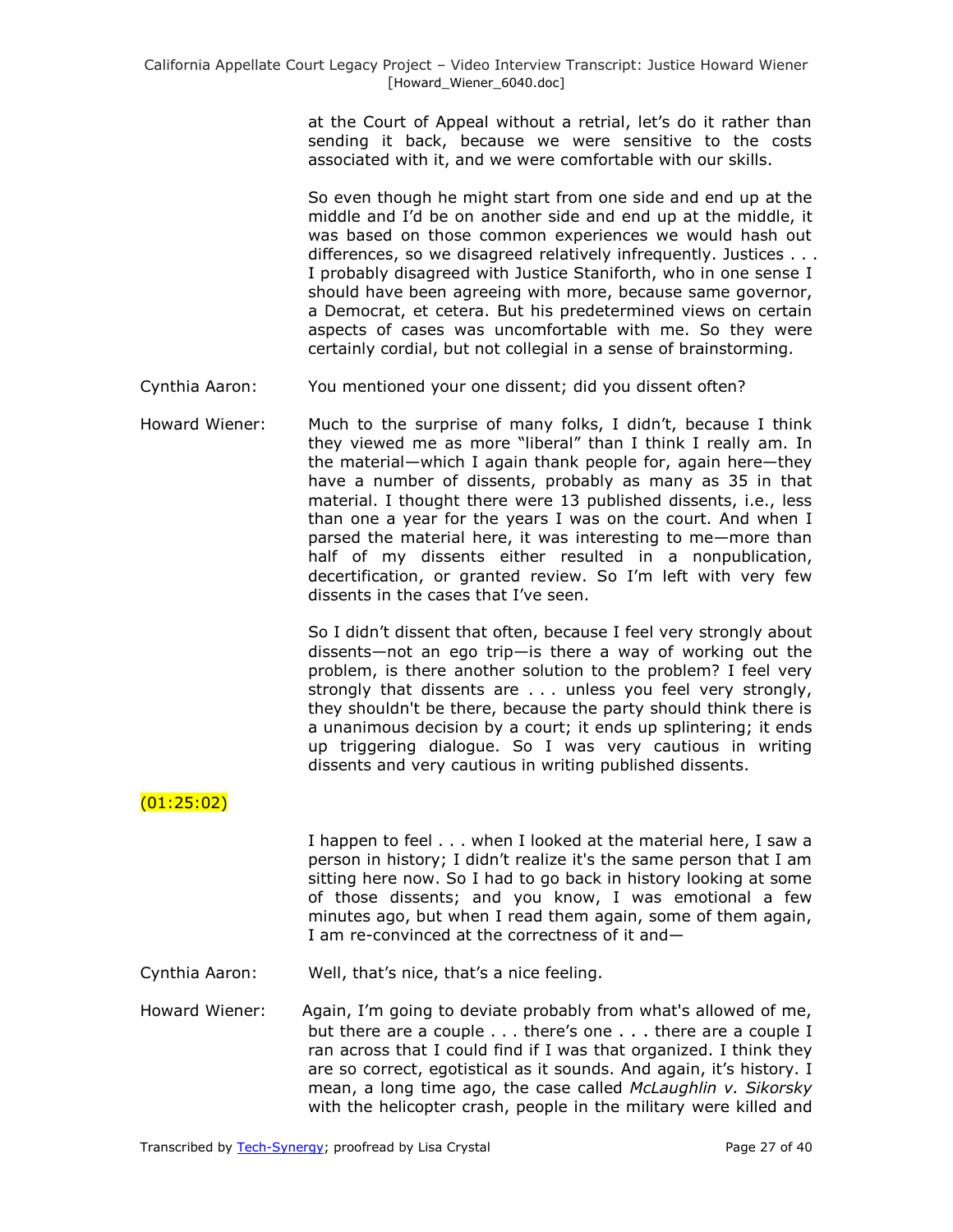at the Court of Appeal without a retrial, let's do it rather than sending it back, because we were sensitive to the costs associated with it, and we were comfortable with our skills.

So even though he might start from one side and end up at the middle and I'd be on another side and end up at the middle, it was based on those common experiences we would hash out differences, so we disagreed relatively infrequently. Justices . . . I probably disagreed with Justice Staniforth, who in one sense I should have been agreeing with more, because same governor, a Democrat, et cetera. But his predetermined views on certain aspects of cases was uncomfortable with me. So they were certainly cordial, but not collegial in a sense of brainstorming.

Cynthia Aaron: You mentioned your one dissent; did you dissent often?

Howard Wiener: Much to the surprise of many folks, I didn't, because I think they viewed me as more "liberal" than I think I really am. In the material—which I again thank people for, again here—they have a number of dissents, probably as many as 35 in that material. I thought there were 13 published dissents, i.e., less than one a year for the years I was on the court. And when I parsed the material here, it was interesting to me—more than half of my dissents either resulted in a nonpublication, decertification, or granted review. So I'm left with very few dissents in the cases that I've seen.

So I didn't dissent that often, because I feel very strongly about dissents—not an ego trip—is there a way of working out the problem, is there another solution to the problem? I feel very strongly that dissents are . . . unless you feel very strongly, they shouldn't be there, because the party should think there is a unanimous decision by a court; it ends up splintering; it ends up triggering dialogue. So I was very cautious in writing dissents and very cautious in writing published dissents.

(01:25:02)

I happen to feel . . . when I looked at the material here, I saw a person in history; I didn't realize it's the same person that I am sitting here now. So I had to go back in history looking at some of those dissents; and you know, I was emotional a few minutes ago, but when I read them again, some of them again, I am re-convinced at the correctness of it and—

Cynthia Aaron: Well, that's nice, that's a nice feeling.

Howard Wiener: Again, I'm going to deviate probably from what's allowed of me, but there are a couple . . . there's one . . . there are a couple I ran across that I could find if I was that organized. I think they are so correct, egotistical as it sounds. And again, it's history. I mean, a long time ago, the case called *McLaughlin v. Sikorsky* with the helicopter crash, people in the military were killed and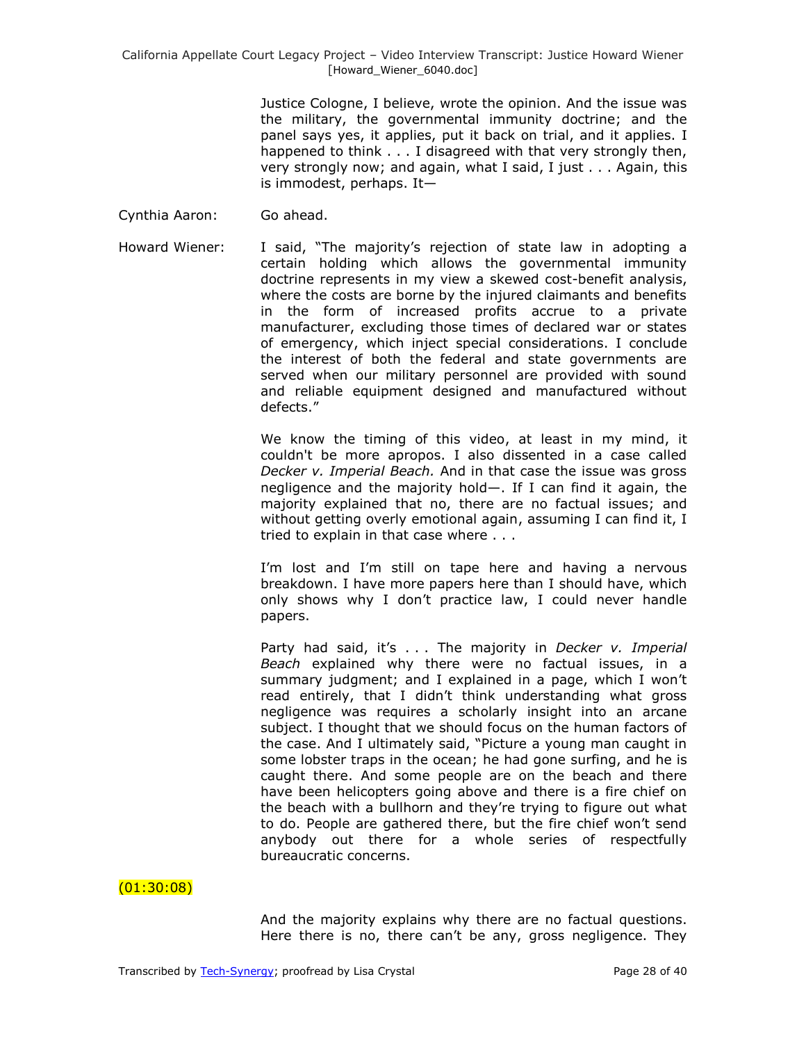Justice Cologne, I believe, wrote the opinion. And the issue was the military, the governmental immunity doctrine; and the panel says yes, it applies, put it back on trial, and it applies. I happened to think . . . I disagreed with that very strongly then, very strongly now; and again, what I said, I just . . . Again, this is immodest, perhaps. It—

Cynthia Aaron: Go ahead.

Howard Wiener: I said, "The majority's rejection of state law in adopting a certain holding which allows the governmental immunity doctrine represents in my view a skewed cost-benefit analysis, where the costs are borne by the injured claimants and benefits in the form of increased profits accrue to a private manufacturer, excluding those times of declared war or states of emergency, which inject special considerations. I conclude the interest of both the federal and state governments are served when our military personnel are provided with sound and reliable equipment designed and manufactured without defects."

We know the timing of this video, at least in my mind, it couldn't be more apropos. I also dissented in a case called *Decker v. Imperial Beach.* And in that case the issue was gross negligence and the majority hold—. If I can find it again, the majority explained that no, there are no factual issues; and without getting overly emotional again, assuming I can find it, I tried to explain in that case where . . .

I'm lost and I'm still on tape here and having a nervous breakdown. I have more papers here than I should have, which only shows why I don't practice law, I could never handle papers.

Party had said, it's . . . The majority in *Decker v. Imperial Beach* explained why there were no factual issues, in a summary judgment; and I explained in a page, which I won't read entirely, that I didn't think understanding what gross negligence was requires a scholarly insight into an arcane subject. I thought that we should focus on the human factors of the case. And I ultimately said, "Picture a young man caught in some lobster traps in the ocean; he had gone surfing, and he is caught there. And some people are on the beach and there have been helicopters going above and there is a fire chief on the beach with a bullhorn and they're trying to figure out what to do. People are gathered there, but the fire chief won't send anybody out there for a whole series of respectfully bureaucratic concerns.

(01:30:08)

And the majority explains why there are no factual questions. Here there is no, there can't be any, gross negligence. They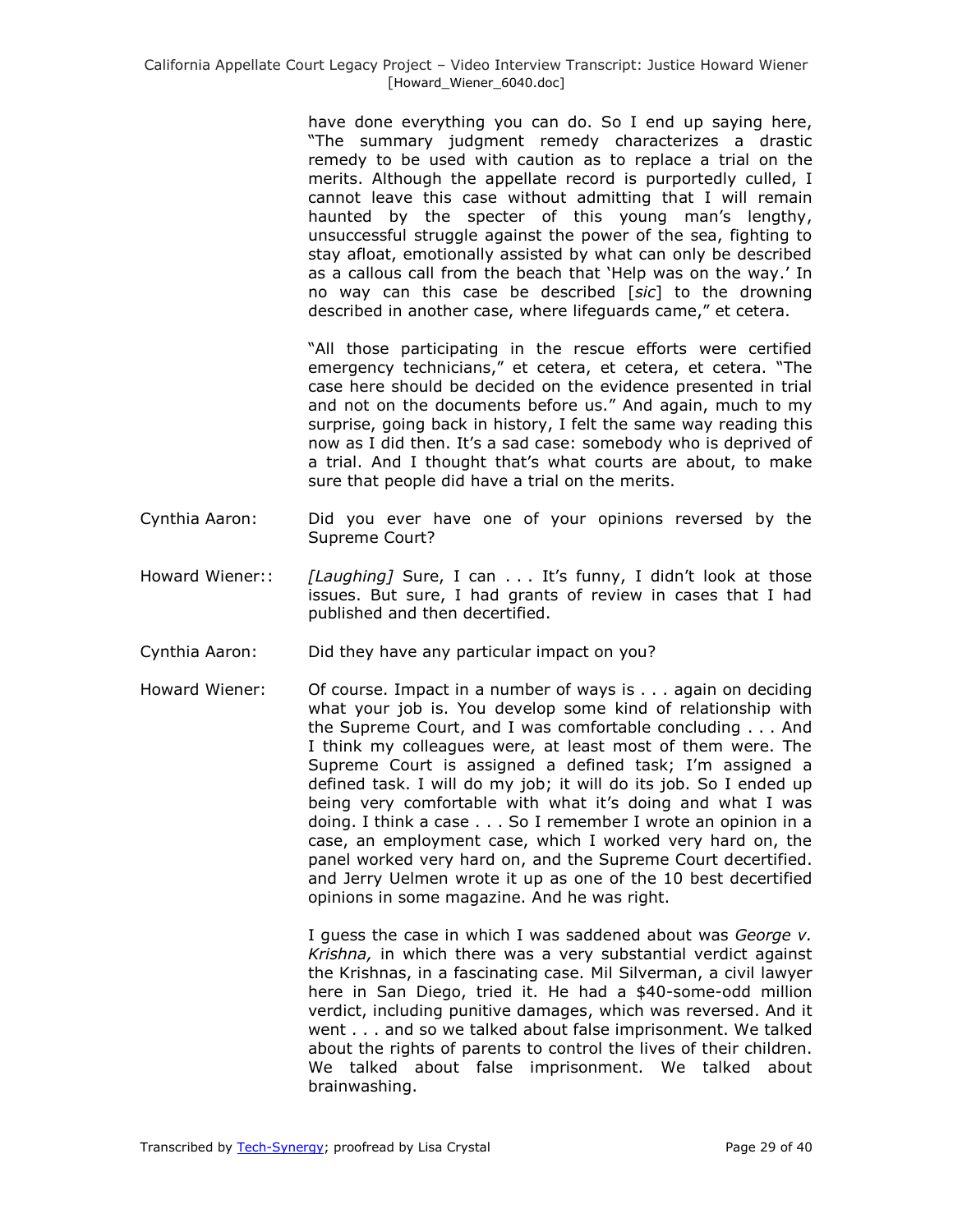have done everything you can do. So I end up saying here, "The summary judgment remedy characterizes a drastic remedy to be used with caution as to replace a trial on the merits. Although the appellate record is purportedly culled, I cannot leave this case without admitting that I will remain haunted by the specter of this young man's lengthy, unsuccessful struggle against the power of the sea, fighting to stay afloat, emotionally assisted by what can only be described as a callous call from the beach that 'Help was on the way.' In no way can this case be described [*sic*] to the drowning described in another case, where lifeguards came," et cetera.

"All those participating in the rescue efforts were certified emergency technicians," et cetera, et cetera, et cetera. "The case here should be decided on the evidence presented in trial and not on the documents before us." And again, much to my surprise, going back in history, I felt the same way reading this now as I did then. It's a sad case: somebody who is deprived of a trial. And I thought that's what courts are about, to make sure that people did have a trial on the merits.

Cynthia Aaron: Did you ever have one of your opinions reversed by the Supreme Court?

Howard Wiener:: *[Laughing]* Sure, I can . . . It's funny, I didn't look at those issues. But sure, I had grants of review in cases that I had published and then decertified.

Cynthia Aaron: Did they have any particular impact on you?

Howard Wiener: Of course. Impact in a number of ways is . . . again on deciding what your job is. You develop some kind of relationship with the Supreme Court, and I was comfortable concluding . . . And I think my colleagues were, at least most of them were. The Supreme Court is assigned a defined task; I'm assigned a defined task. I will do my job; it will do its job. So I ended up being very comfortable with what it's doing and what I was doing. I think a case . . . So I remember I wrote an opinion in a case, an employment case, which I worked very hard on, the panel worked very hard on, and the Supreme Court decertified. and Jerry Uelmen wrote it up as one of the 10 best decertified opinions in some magazine. And he was right.

I guess the case in which I was saddened about was *George v. Krishna,* in which there was a very substantial verdict against the Krishnas, in a fascinating case. Mil Silverman, a civil lawyer here in San Diego, tried it. He had a $40-some-odd million verdict, including punitive damages, which was reversed. And it went . . . and so we talked about false imprisonment. We talked about the rights of parents to control the lives of their children. We talked about false imprisonment. We talked about brainwashing.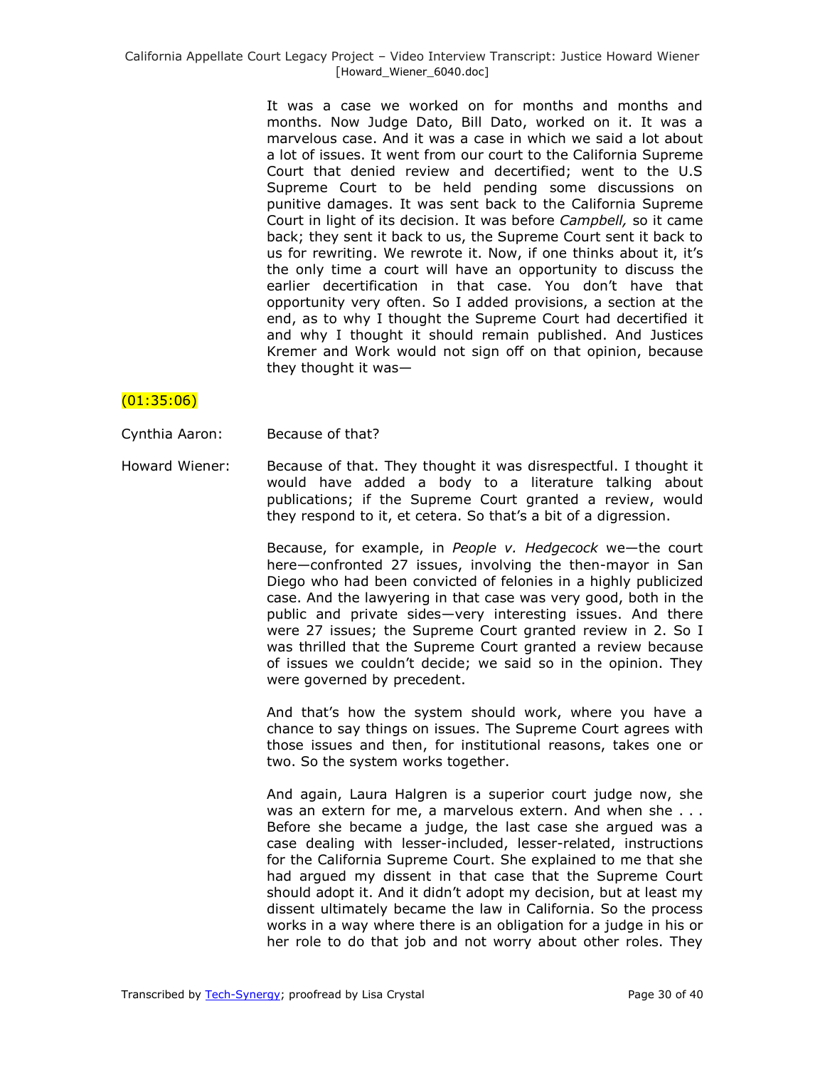It was a case we worked on for months and months and months. Now Judge Dato, Bill Dato, worked on it. It was a marvelous case. And it was a case in which we said a lot about a lot of issues. It went from our court to the California Supreme Court that denied review and decertified; went to the U.S Supreme Court to be held pending some discussions on punitive damages. It was sent back to the California Supreme Court in light of its decision. It was before *Campbell,* so it came back; they sent it back to us, the Supreme Court sent it back to us for rewriting. We rewrote it. Now, if one thinks about it, it's the only time a court will have an opportunity to discuss the earlier decertification in that case. You don't have that opportunity very often. So I added provisions, a section at the end, as to why I thought the Supreme Court had decertified it and why I thought it should remain published. And Justices Kremer and Work would not sign off on that opinion, because they thought it was—

(01:35:06)

Cynthia Aaron: Because of that?

Howard Wiener: Because of that. They thought it was disrespectful. I thought it would have added a body to a literature talking about publications; if the Supreme Court granted a review, would they respond to it, et cetera. So that's a bit of a digression.

Because, for example, in *People v. Hedgecock* we—the court here—confronted 27 issues, involving the then-mayor in San Diego who had been convicted of felonies in a highly publicized case. And the lawyering in that case was very good, both in the public and private sides—very interesting issues. And there were 27 issues; the Supreme Court granted review in 2. So I was thrilled that the Supreme Court granted a review because of issues we couldn't decide; we said so in the opinion. They were governed by precedent.

And that's how the system should work, where you have a chance to say things on issues. The Supreme Court agrees with those issues and then, for institutional reasons, takes one or two. So the system works together.

And again, Laura Halgren is a superior court judge now, she was an extern for me, a marvelous extern. And when she . . . Before she became a judge, the last case she argued was a case dealing with lesser-included, lesser-related, instructions for the California Supreme Court. She explained to me that she had argued my dissent in that case that the Supreme Court should adopt it. And it didn't adopt my decision, but at least my dissent ultimately became the law in California. So the process works in a way where there is an obligation for a judge in his or her role to do that job and not worry about other roles. They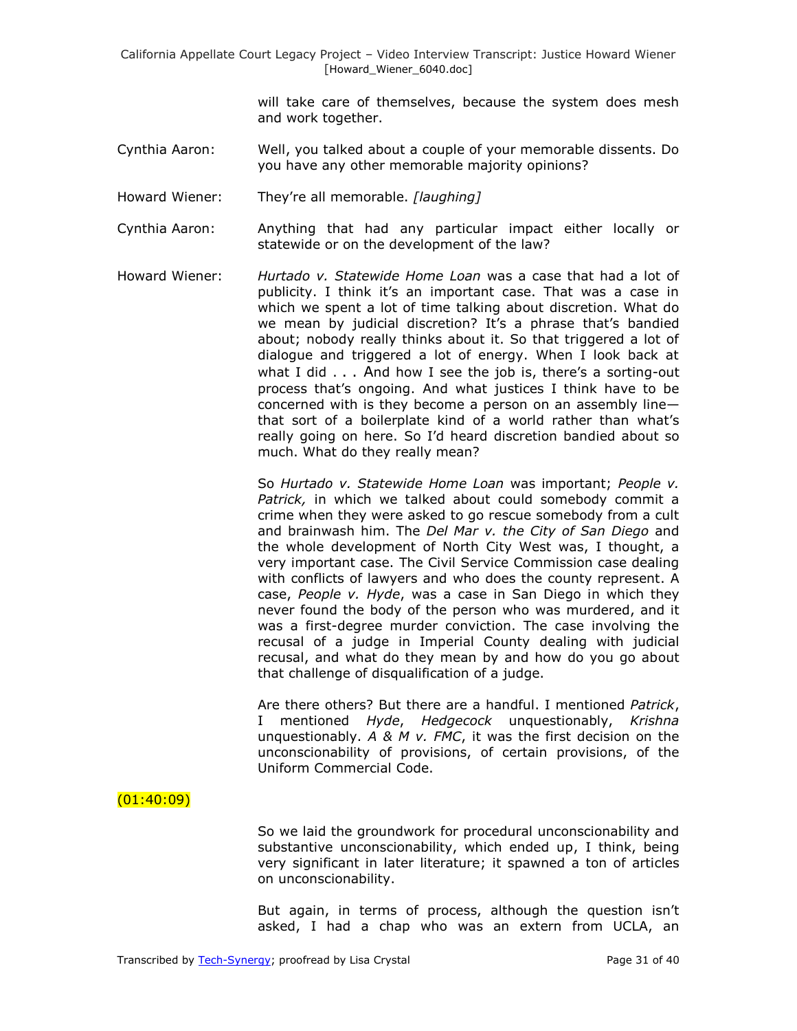will take care of themselves, because the system does mesh and work together.

Cynthia Aaron: Well, you talked about a couple of your memorable dissents. Do you have any other memorable majority opinions?

Howard Wiener: They're all memorable. *[laughing]*

Cynthia Aaron: Anything that had any particular impact either locally or statewide or on the development of the law?

Howard Wiener: *Hurtado v. Statewide Home Loan* was a case that had a lot of publicity. I think it's an important case. That was a case in which we spent a lot of time talking about discretion. What do we mean by judicial discretion? It's a phrase that's bandied about; nobody really thinks about it. So that triggered a lot of dialogue and triggered a lot of energy. When I look back at what I did . . . And how I see the job is, there's a sorting-out process that's ongoing. And what justices I think have to be concerned with is they become a person on an assembly line—that sort of a boilerplate kind of a world rather than what's really going on here. So I'd heard discretion bandied about so much. What do they really mean?

So *Hurtado v. Statewide Home Loan* was important; *People v. Patrick,* in which we talked about could somebody commit a crime when they were asked to go rescue somebody from a cult and brainwash him. The *Del Mar v. the City of San Diego* and the whole development of North City West was, I thought, a very important case. The Civil Service Commission case dealing with conflicts of lawyers and who does the county represent. A case, *People v. Hyde*, was a case in San Diego in which they never found the body of the person who was murdered, and it was a first-degree murder conviction. The case involving the recusal of a judge in Imperial County dealing with judicial recusal, and what do they mean by and how do you go about that challenge of disqualification of a judge.

Are there others? But there are a handful. I mentioned *Patrick*, I mentioned *Hyde*, *Hedgecock* unquestionably, *Krishna* unquestionably. *A & M v. FMC*, it was the first decision on the unconscionability of provisions, of certain provisions, of the Uniform Commercial Code.

(01:40:09)

So we laid the groundwork for procedural unconscionability and substantive unconscionability, which ended up, I think, being very significant in later literature; it spawned a ton of articles on unconscionability.

But again, in terms of process, although the question isn't asked, I had a chap who was an extern from UCLA, an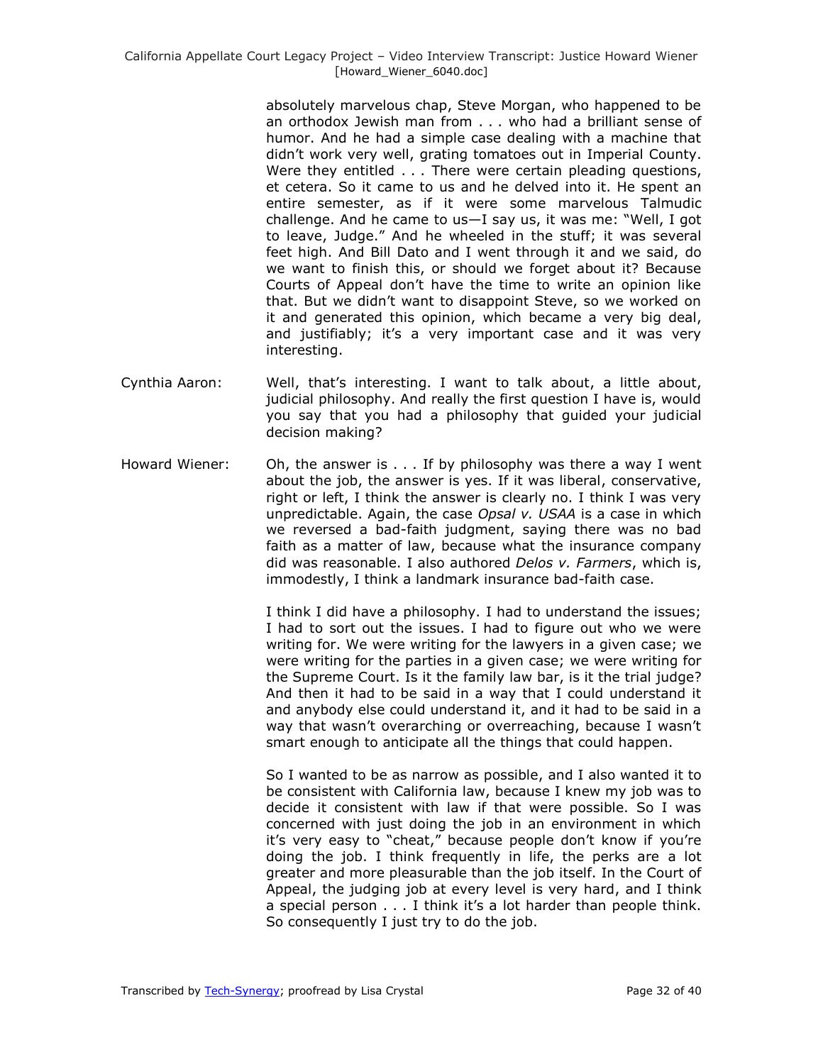absolutely marvelous chap, Steve Morgan, who happened to be an orthodox Jewish man from . . . who had a brilliant sense of humor. And he had a simple case dealing with a machine that didn't work very well, grating tomatoes out in Imperial County. Were they entitled . . . There were certain pleading questions, et cetera. So it came to us and he delved into it. He spent an entire semester, as if it were some marvelous Talmudic challenge. And he came to us—I say us, it was me: "Well, I got to leave, Judge." And he wheeled in the stuff; it was several feet high. And Bill Dato and I went through it and we said, do we want to finish this, or should we forget about it? Because Courts of Appeal don't have the time to write an opinion like that. But we didn't want to disappoint Steve, so we worked on it and generated this opinion, which became a very big deal, and justifiably; it's a very important case and it was very interesting.

Cynthia Aaron: Well, that's interesting. I want to talk about, a little about, judicial philosophy. And really the first question I have is, would you say that you had a philosophy that guided your judicial decision making?

Howard Wiener: Oh, the answer is . . . If by philosophy was there a way I went about the job, the answer is yes. If it was liberal, conservative, right or left, I think the answer is clearly no. I think I was very unpredictable. Again, the case *Opsal v. USAA* is a case in which we reversed a bad-faith judgment, saying there was no bad faith as a matter of law, because what the insurance company did was reasonable. I also authored *Delos v. Farmers*, which is, immodestly, I think a landmark insurance bad-faith case.

I think I did have a philosophy. I had to understand the issues; I had to sort out the issues. I had to figure out who we were writing for. We were writing for the lawyers in a given case; we were writing for the parties in a given case; we were writing for the Supreme Court. Is it the family law bar, is it the trial judge? And then it had to be said in a way that I could understand it and anybody else could understand it, and it had to be said in a way that wasn't overarching or overreaching, because I wasn't smart enough to anticipate all the things that could happen.

So I wanted to be as narrow as possible, and I also wanted it to be consistent with California law, because I knew my job was to decide it consistent with law if that were possible. So I was concerned with just doing the job in an environment in which it's very easy to "cheat," because people don't know if you're doing the job. I think frequently in life, the perks are a lot greater and more pleasurable than the job itself. In the Court of Appeal, the judging job at every level is very hard, and I think a special person . . . I think it's a lot harder than people think. So consequently I just try to do the job.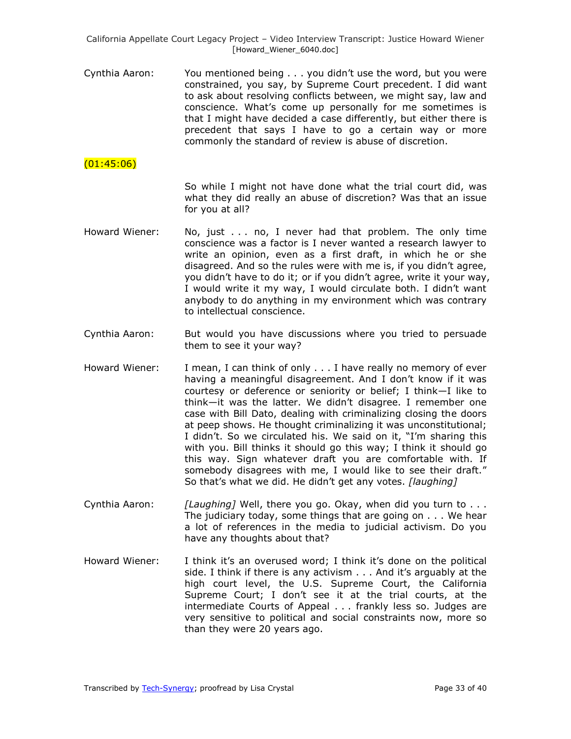Cynthia Aaron: You mentioned being . . . you didn't use the word, but you were constrained, you say, by Supreme Court precedent. I did want to ask about resolving conflicts between, we might say, law and conscience. What's come up personally for me sometimes is that I might have decided a case differently, but either there is precedent that says I have to go a certain way or more commonly the standard of review is abuse of discretion.

(01:45:06)

So while I might not have done what the trial court did, was what they did really an abuse of discretion? Was that an issue for you at all?

Howard Wiener: No, just . . . no, I never had that problem. The only time conscience was a factor is I never wanted a research lawyer to write an opinion, even as a first draft, in which he or she disagreed. And so the rules were with me is, if you didn't agree, you didn't have to do it; or if you didn't agree, write it your way, I would write it my way, I would circulate both. I didn't want anybody to do anything in my environment which was contrary to intellectual conscience.

Cynthia Aaron: But would you have discussions where you tried to persuade them to see it your way?

Howard Wiener: I mean, I can think of only . . . I have really no memory of ever having a meaningful disagreement. And I don't know if it was courtesy or deference or seniority or belief; I think—I like to think—it was the latter. We didn't disagree. I remember one case with Bill Dato, dealing with criminalizing closing the doors at peep shows. He thought criminalizing it was unconstitutional; I didn't. So we circulated his. We said on it, "I'm sharing this with you. Bill thinks it should go this way; I think it should go this way. Sign whatever draft you are comfortable with. If somebody disagrees with me, I would like to see their draft." So that's what we did. He didn't get any votes. *[laughing]*

Cynthia Aaron: *[Laughing]* Well, there you go. Okay, when did you turn to . . . The judiciary today, some things that are going on . . . We hear a lot of references in the media to judicial activism. Do you have any thoughts about that?

Howard Wiener: I think it's an overused word; I think it's done on the political side. I think if there is any activism . . . And it's arguably at the high court level, the U.S. Supreme Court, the California Supreme Court; I don't see it at the trial courts, at the intermediate Courts of Appeal . . . frankly less so. Judges are very sensitive to political and social constraints now, more so than they were 20 years ago.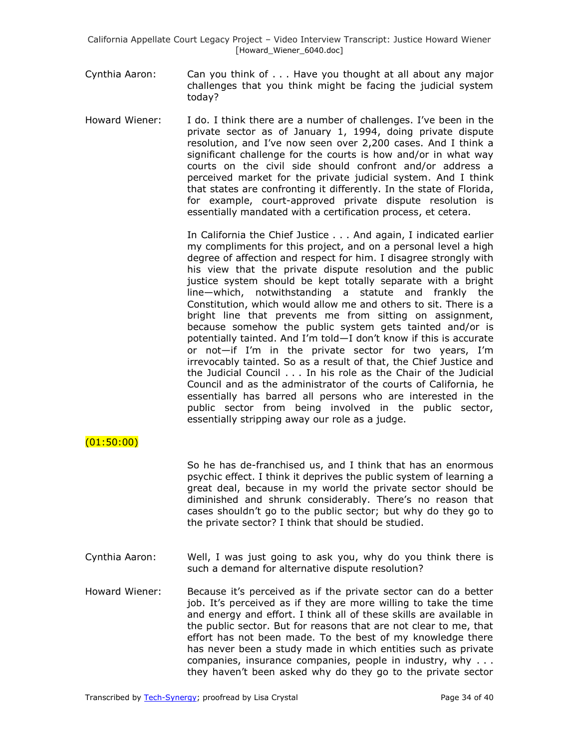Cynthia Aaron: Can you think of . . . Have you thought at all about any major challenges that you think might be facing the judicial system today?

Howard Wiener: I do. I think there are a number of challenges. I've been in the private sector as of January 1, 1994, doing private dispute resolution, and I've now seen over 2,200 cases. And I think a significant challenge for the courts is how and/or in what way courts on the civil side should confront and/or address a perceived market for the private judicial system. And I think that states are confronting it differently. In the state of Florida, for example, court-approved private dispute resolution is essentially mandated with a certification process, et cetera.

In California the Chief Justice . . . And again, I indicated earlier my compliments for this project, and on a personal level a high degree of affection and respect for him. I disagree strongly with his view that the private dispute resolution and the public justice system should be kept totally separate with a bright line—which, notwithstanding a statute and frankly the Constitution, which would allow me and others to sit. There is a bright line that prevents me from sitting on assignment, because somehow the public system gets tainted and/or is potentially tainted. And I'm told—I don't know if this is accurate or not—if I'm in the private sector for two years, I'm irrevocably tainted. So as a result of that, the Chief Justice and the Judicial Council . . . In his role as the Chair of the Judicial Council and as the administrator of the courts of California, he essentially has barred all persons who are interested in the public sector from being involved in the public sector, essentially stripping away our role as a judge.

(01:50:00)

So he has de-franchised us, and I think that has an enormous psychic effect. I think it deprives the public system of learning a great deal, because in my world the private sector should be diminished and shrunk considerably. There's no reason that cases shouldn't go to the public sector; but why do they go to the private sector? I think that should be studied.

Cynthia Aaron: Well, I was just going to ask you, why do you think there is such a demand for alternative dispute resolution?

Howard Wiener: Because it's perceived as if the private sector can do a better job. It's perceived as if they are more willing to take the time and energy and effort. I think all of these skills are available in the public sector. But for reasons that are not clear to me, that effort has not been made. To the best of my knowledge there has never been a study made in which entities such as private companies, insurance companies, people in industry, why . . . they haven't been asked why do they go to the private sector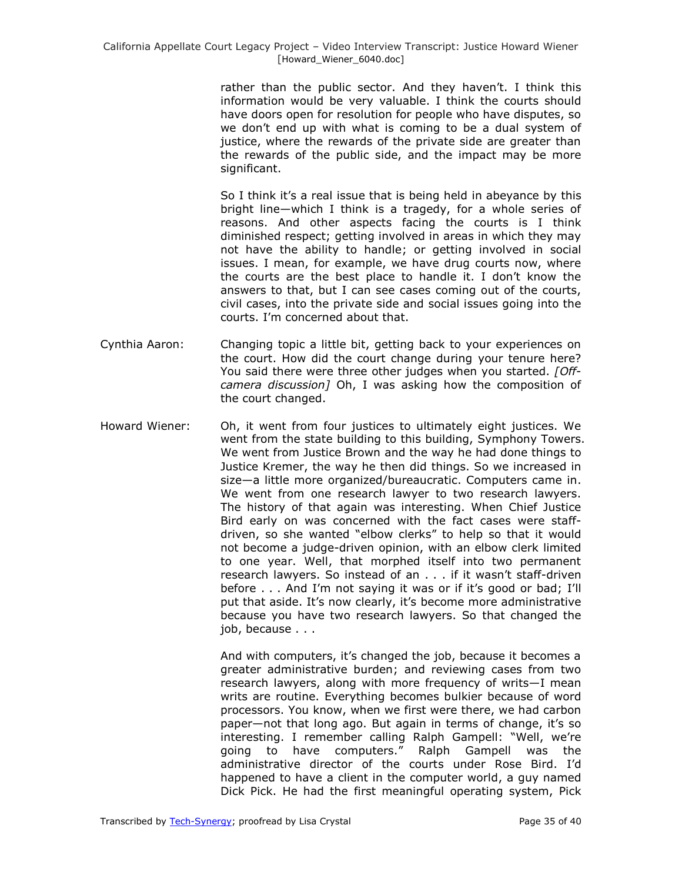rather than the public sector. And they haven't. I think this information would be very valuable. I think the courts should have doors open for resolution for people who have disputes, so we don't end up with what is coming to be a dual system of justice, where the rewards of the private side are greater than the rewards of the public side, and the impact may be more significant.

So I think it's a real issue that is being held in abeyance by this bright line—which I think is a tragedy, for a whole series of reasons. And other aspects facing the courts is I think diminished respect; getting involved in areas in which they may not have the ability to handle; or getting involved in social issues. I mean, for example, we have drug courts now, where the courts are the best place to handle it. I don't know the answers to that, but I can see cases coming out of the courts, civil cases, into the private side and social issues going into the courts. I'm concerned about that.

Cynthia Aaron: Changing topic a little bit, getting back to your experiences on the court. How did the court change during your tenure here? You said there were three other judges when you started. *[Off-camera discussion]* Oh, I was asking how the composition of the court changed.

Howard Wiener: Oh, it went from four justices to ultimately eight justices. We went from the state building to this building, Symphony Towers. We went from Justice Brown and the way he had done things to Justice Kremer, the way he then did things. So we increased in size—a little more organized/bureaucratic. Computers came in. We went from one research lawyer to two research lawyers. The history of that again was interesting. When Chief Justice Bird early on was concerned with the fact cases were staff-driven, so she wanted "elbow clerks" to help so that it would not become a judge-driven opinion, with an elbow clerk limited to one year. Well, that morphed itself into two permanent research lawyers. So instead of an . . . if it wasn't staff-driven before . . . And I'm not saying it was or if it's good or bad; I'll put that aside. It's now clearly, it's become more administrative because you have two research lawyers. So that changed the job, because . . .

And with computers, it's changed the job, because it becomes a greater administrative burden; and reviewing cases from two research lawyers, along with more frequency of writs—I mean writs are routine. Everything becomes bulkier because of word processors. You know, when we first were there, we had carbon paper—not that long ago. But again in terms of change, it's so interesting. I remember calling Ralph Gampell: "Well, we're going to have computers." Ralph Gampell was the administrative director of the courts under Rose Bird. I'd happened to have a client in the computer world, a guy named Dick Pick. He had the first meaningful operating system, Pick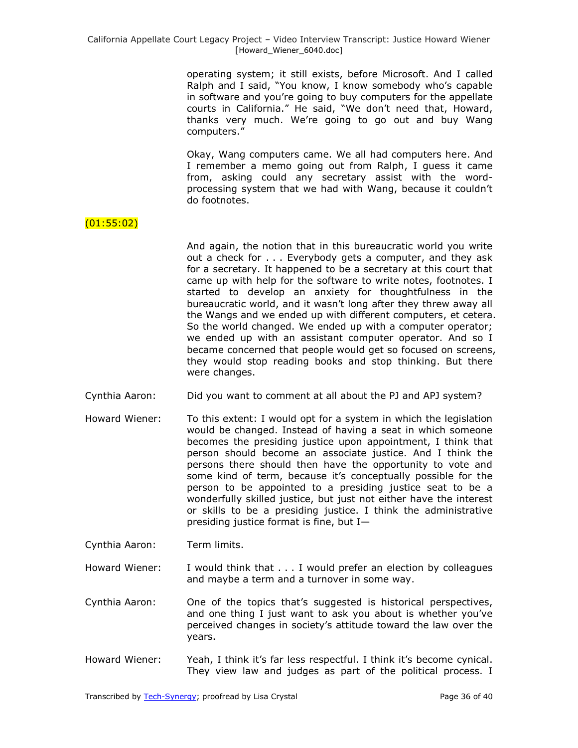operating system; it still exists, before Microsoft. And I called Ralph and I said, "You know, I know somebody who's capable in software and you're going to buy computers for the appellate courts in California." He said, "We don't need that, Howard, thanks very much. We're going to go out and buy Wang computers."

Okay, Wang computers came. We all had computers here. And I remember a memo going out from Ralph, I guess it came from, asking could any secretary assist with the word-processing system that we had with Wang, because it couldn't do footnotes.

(01:55:02)

And again, the notion that in this bureaucratic world you write out a check for . . . Everybody gets a computer, and they ask for a secretary. It happened to be a secretary at this court that came up with help for the software to write notes, footnotes. I started to develop an anxiety for thoughtfulness in the bureaucratic world, and it wasn't long after they threw away all the Wangs and we ended up with different computers, et cetera. So the world changed. We ended up with a computer operator; we ended up with an assistant computer operator. And so I became concerned that people would get so focused on screens, they would stop reading books and stop thinking. But there were changes.

Cynthia Aaron: Did you want to comment at all about the PJ and APJ system?

Howard Wiener: To this extent: I would opt for a system in which the legislation would be changed. Instead of having a seat in which someone becomes the presiding justice upon appointment, I think that person should become an associate justice. And I think the persons there should then have the opportunity to vote and some kind of term, because it's conceptually possible for the person to be appointed to a presiding justice seat to be a wonderfully skilled justice, but just not either have the interest or skills to be a presiding justice. I think the administrative presiding justice format is fine, but I—

Cynthia Aaron: Term limits.

Howard Wiener: I would think that . . . I would prefer an election by colleagues and maybe a term and a turnover in some way.

Cynthia Aaron: One of the topics that's suggested is historical perspectives, and one thing I just want to ask you about is whether you've perceived changes in society's attitude toward the law over the years.

Howard Wiener: Yeah, I think it's far less respectful. I think it's become cynical. They view law and judges as part of the political process. I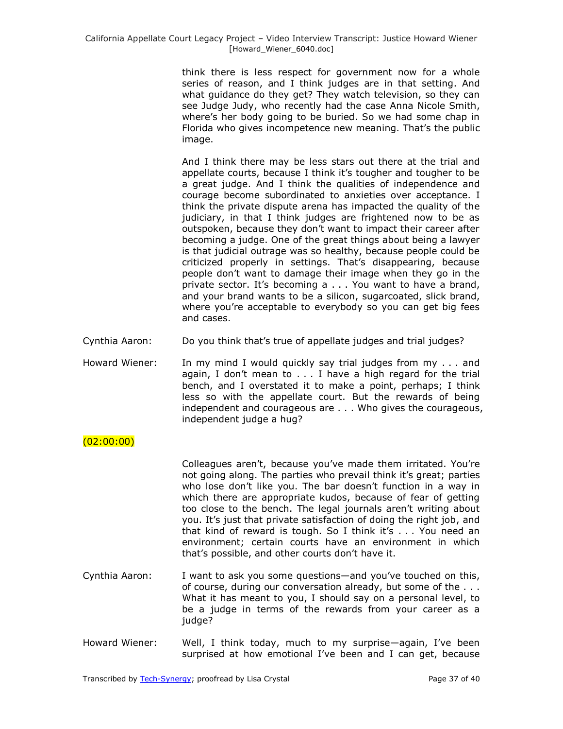think there is less respect for government now for a whole series of reason, and I think judges are in that setting. And what guidance do they get? They watch television, so they can see Judge Judy, who recently had the case Anna Nicole Smith, where's her body going to be buried. So we had some chap in Florida who gives incompetence new meaning. That's the public image.

And I think there may be less stars out there at the trial and appellate courts, because I think it's tougher and tougher to be a great judge. And I think the qualities of independence and courage become subordinated to anxieties over acceptance. I think the private dispute arena has impacted the quality of the judiciary, in that I think judges are frightened now to be as outspoken, because they don't want to impact their career after becoming a judge. One of the great things about being a lawyer is that judicial outrage was so healthy, because people could be criticized properly in settings. That's disappearing, because people don't want to damage their image when they go in the private sector. It's becoming a . . . You want to have a brand, and your brand wants to be a silicon, sugarcoated, slick brand, where you're acceptable to everybody so you can get big fees and cases.

Cynthia Aaron: Do you think that's true of appellate judges and trial judges?

Howard Wiener: In my mind I would quickly say trial judges from my . . . and again, I don't mean to . . . I have a high regard for the trial bench, and I overstated it to make a point, perhaps; I think less so with the appellate court. But the rewards of being independent and courageous are . . . Who gives the courageous, independent judge a hug?

(02:00:00)

Colleagues aren't, because you've made them irritated. You're not going along. The parties who prevail think it's great; parties who lose don't like you. The bar doesn't function in a way in which there are appropriate kudos, because of fear of getting too close to the bench. The legal journals aren't writing about you. It's just that private satisfaction of doing the right job, and that kind of reward is tough. So I think it's . . . You need an environment; certain courts have an environment in which that's possible, and other courts don't have it.

Cynthia Aaron: I want to ask you some questions—and you've touched on this, of course, during our conversation already, but some of the . . . What it has meant to you, I should say on a personal level, to be a judge in terms of the rewards from your career as a judge?

Howard Wiener: Well, I think today, much to my surprise—again, I've been surprised at how emotional I've been and I can get, because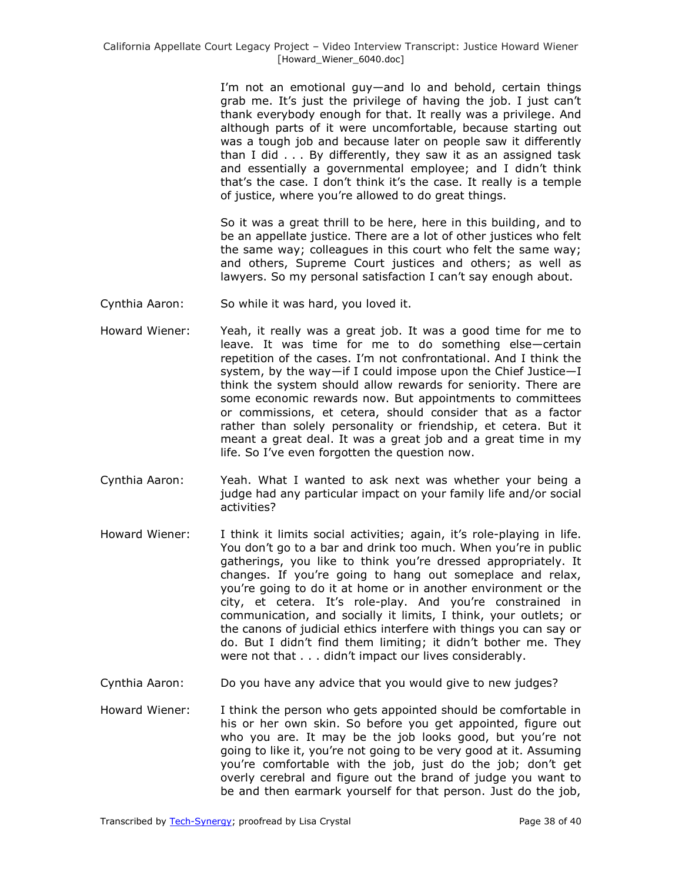I'm not an emotional guy—and lo and behold, certain things grab me. It's just the privilege of having the job. I just can't thank everybody enough for that. It really was a privilege. And although parts of it were uncomfortable, because starting out was a tough job and because later on people saw it differently than I did . . . By differently, they saw it as an assigned task and essentially a governmental employee; and I didn't think that's the case. I don't think it's the case. It really is a temple of justice, where you're allowed to do great things.

So it was a great thrill to be here, here in this building, and to be an appellate justice. There are a lot of other justices who felt the same way; colleagues in this court who felt the same way; and others, Supreme Court justices and others; as well as lawyers. So my personal satisfaction I can't say enough about.

Cynthia Aaron: So while it was hard, you loved it.

Howard Wiener: Yeah, it really was a great job. It was a good time for me to leave. It was time for me to do something else—certain repetition of the cases. I'm not confrontational. And I think the system, by the way—if I could impose upon the Chief Justice—I think the system should allow rewards for seniority. There are some economic rewards now. But appointments to committees or commissions, et cetera, should consider that as a factor rather than solely personality or friendship, et cetera. But it meant a great deal. It was a great job and a great time in my life. So I've even forgotten the question now.

Cynthia Aaron: Yeah. What I wanted to ask next was whether your being a judge had any particular impact on your family life and/or social activities?

Howard Wiener: I think it limits social activities; again, it's role-playing in life. You don't go to a bar and drink too much. When you're in public gatherings, you like to think you're dressed appropriately. It changes. If you're going to hang out someplace and relax, you're going to do it at home or in another environment or the city, et cetera. It's role-play. And you're constrained in communication, and socially it limits, I think, your outlets; or the canons of judicial ethics interfere with things you can say or do. But I didn't find them limiting; it didn't bother me. They were not that . . . didn't impact our lives considerably.

Cynthia Aaron: Do you have any advice that you would give to new judges?

Howard Wiener: I think the person who gets appointed should be comfortable in his or her own skin. So before you get appointed, figure out who you are. It may be the job looks good, but you're not going to like it, you're not going to be very good at it. Assuming you're comfortable with the job, just do the job; don't get overly cerebral and figure out the brand of judge you want to be and then earmark yourself for that person. Just do the job,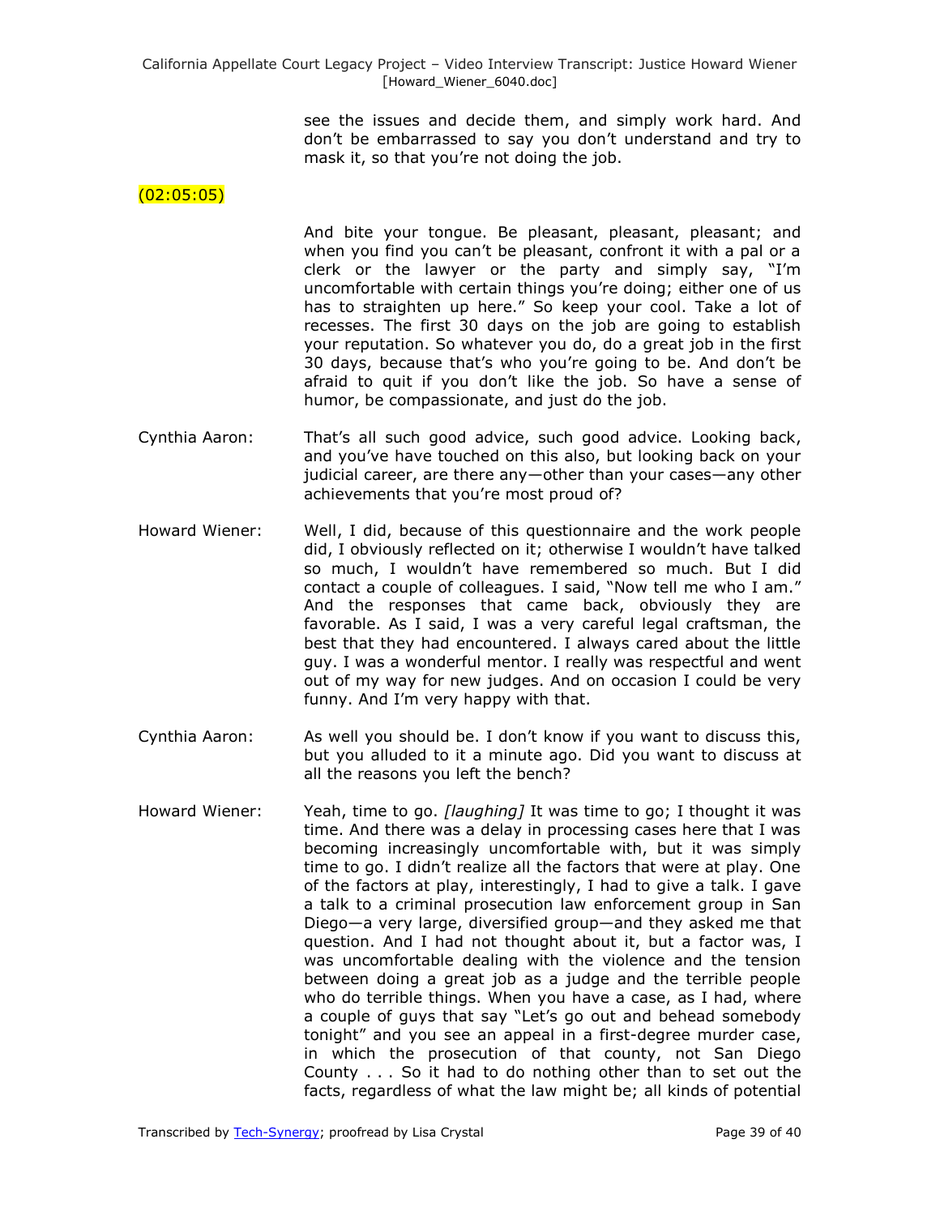see the issues and decide them, and simply work hard. And don't be embarrassed to say you don't understand and try to mask it, so that you're not doing the job.

(02:05:05)

And bite your tongue. Be pleasant, pleasant, pleasant; and when you find you can't be pleasant, confront it with a pal or a clerk or the lawyer or the party and simply say, "I'm uncomfortable with certain things you're doing; either one of us has to straighten up here." So keep your cool. Take a lot of recesses. The first 30 days on the job are going to establish your reputation. So whatever you do, do a great job in the first 30 days, because that's who you're going to be. And don't be afraid to quit if you don't like the job. So have a sense of humor, be compassionate, and just do the job.

Cynthia Aaron: That's all such good advice, such good advice. Looking back, and you've have touched on this also, but looking back on your judicial career, are there any—other than your cases—any other achievements that you're most proud of?

Howard Wiener: Well, I did, because of this questionnaire and the work people did, I obviously reflected on it; otherwise I wouldn't have talked so much, I wouldn't have remembered so much. But I did contact a couple of colleagues. I said, "Now tell me who I am." And the responses that came back, obviously they are favorable. As I said, I was a very careful legal craftsman, the best that they had encountered. I always cared about the little guy. I was a wonderful mentor. I really was respectful and went out of my way for new judges. And on occasion I could be very funny. And I'm very happy with that.

Cynthia Aaron: As well you should be. I don't know if you want to discuss this, but you alluded to it a minute ago. Did you want to discuss at all the reasons you left the bench?

Howard Wiener: Yeah, time to go. *[laughing]* It was time to go; I thought it was time. And there was a delay in processing cases here that I was becoming increasingly uncomfortable with, but it was simply time to go. I didn't realize all the factors that were at play. One of the factors at play, interestingly, I had to give a talk. I gave a talk to a criminal prosecution law enforcement group in San Diego—a very large, diversified group—and they asked me that question. And I had not thought about it, but a factor was, I was uncomfortable dealing with the violence and the tension between doing a great job as a judge and the terrible people who do terrible things. When you have a case, as I had, where a couple of guys that say "Let's go out and behead somebody tonight" and you see an appeal in a first-degree murder case, in which the prosecution of that county, not San Diego County . . . So it had to do nothing other than to set out the facts, regardless of what the law might be; all kinds of potential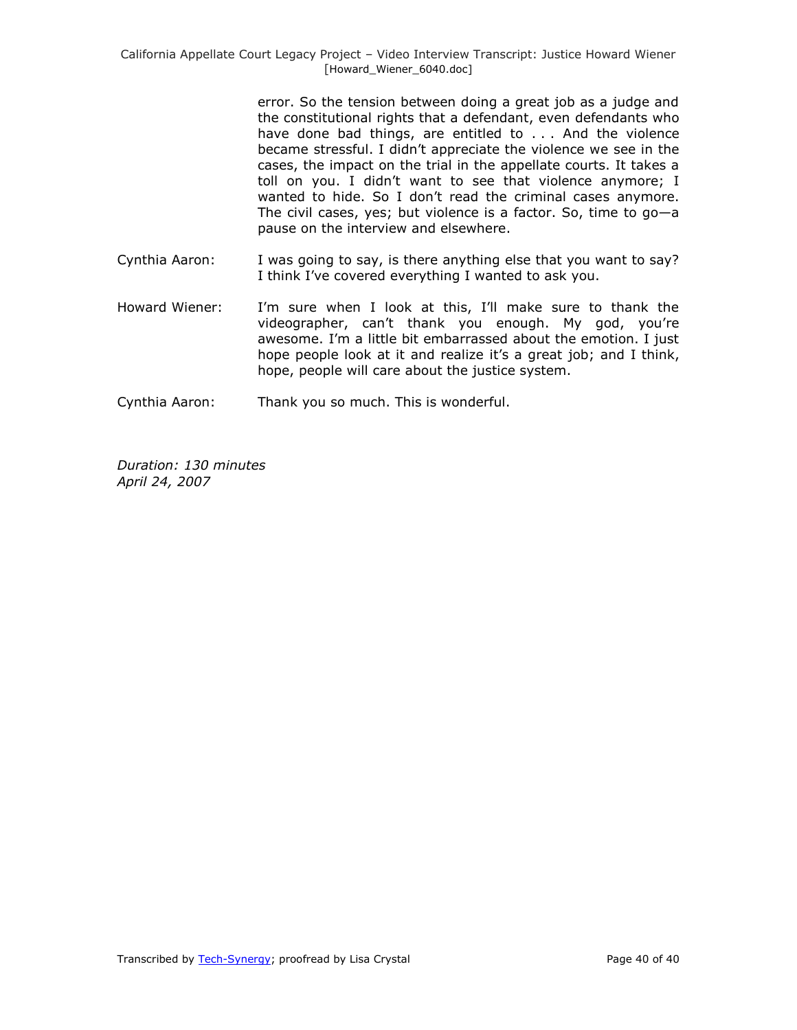error. So the tension between doing a great job as a judge and the constitutional rights that a defendant, even defendants who have done bad things, are entitled to . . . And the violence became stressful. I didn't appreciate the violence we see in the cases, the impact on the trial in the appellate courts. It takes a toll on you. I didn't want to see that violence anymore; I wanted to hide. So I don't read the criminal cases anymore. The civil cases, yes; but violence is a factor. So, time to go—a pause on the interview and elsewhere.

Cynthia Aaron: I was going to say, is there anything else that you want to say? I think I've covered everything I wanted to ask you.

Howard Wiener: I'm sure when I look at this, I'll make sure to thank the videographer, can't thank you enough. My god, you're awesome. I'm a little bit embarrassed about the emotion. I just hope people look at it and realize it's a great job; and I think, hope, people will care about the justice system.

Cynthia Aaron: Thank you so much. This is wonderful.

*Duration: 130 minutes*
*April 24, 2007*